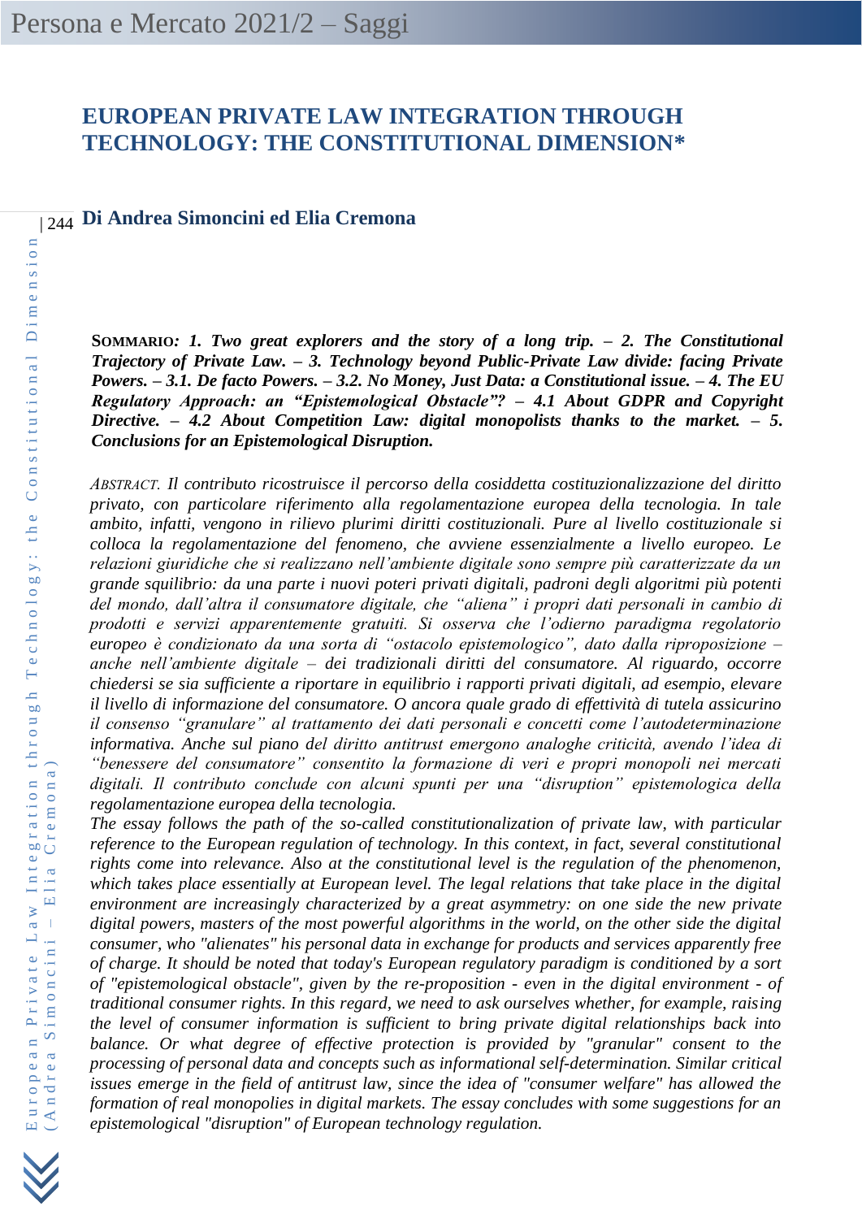# EUROPEAN PRIVATE LAW INTEGRATION THROUGH TECHNOLOGY: THE CONSTITUTIONAL DIMENSION*

## Di Andrea Simoncini ed Elia Cremona

**SOMMARIO***: 1. Two great explorers and the story of a long trip. – 2. The Constitutional Trajectory of Private Law. – 3. Technology beyond Public-Private Law divide: facing Private Powers. – 3.1. De facto Powers. – 3.2. No Money, Just Data: a Constitutional issue. – 4. The EU Regulatory Approach: an "Epistemological Obstacle"? – 4.1 About GDPR and Copyright Directive. – 4.2 About Competition Law: digital monopolists thanks to the market. – 5. Conclusions for an Epistemological Disruption.*

*ABSTRACT. Il contributo ricostruisce il percorso della cosiddetta costituzionalizzazione del diritto privato, con particolare riferimento alla regolamentazione europea della tecnologia. In tale ambito, infatti, vengono in rilievo plurimi diritti costituzionali. Pure al livello costituzionale si colloca la regolamentazione del fenomeno, che avviene essenzialmente a livello europeo. Le relazioni giuridiche che si realizzano nell'ambiente digitale sono sempre più caratterizzate da un grande squilibrio: da una parte i nuovi poteri privati digitali, padroni degli algoritmi più potenti del mondo, dall'altra il consumatore digitale, che "aliena" i propri dati personali in cambio di prodotti e servizi apparentemente gratuiti. Si osserva che l'odierno paradigma regolatorio europeo è condizionato da una sorta di "ostacolo epistemologico", dato dalla riproposizione – anche nell'ambiente digitale – dei tradizionali diritti del consumatore. Al riguardo, occorre chiedersi se sia sufficiente a riportare in equilibrio i rapporti privati digitali, ad esempio, elevare il livello di informazione del consumatore. O ancora quale grado di effettività di tutela assicurino il consenso "granulare" al trattamento dei dati personali e concetti come l'autodeterminazione informativa. Anche sul piano del diritto antitrust emergono analoghe criticità, avendo l'idea di "benessere del consumatore" consentito la formazione di veri e propri monopoli nei mercati digitali. Il contributo conclude con alcuni spunti per una "disruption" epistemologica della regolamentazione europea della tecnologia.*

*The essay follows the path of the so-called constitutionalization of private law, with particular reference to the European regulation of technology. In this context, in fact, several constitutional rights come into relevance. Also at the constitutional level is the regulation of the phenomenon, which takes place essentially at European level. The legal relations that take place in the digital environment are increasingly characterized by a great asymmetry: on one side the new private digital powers, masters of the most powerful algorithms in the world, on the other side the digital consumer, who "alienates" his personal data in exchange for products and services apparently free of charge. It should be noted that today's European regulatory paradigm is conditioned by a sort of "epistemological obstacle", given by the re-proposition - even in the digital environment - of traditional consumer rights. In this regard, we need to ask ourselves whether, for example, raising the level of consumer information is sufficient to bring private digital relationships back into balance. Or what degree of effective protection is provided by "granular" consent to the processing of personal data and concepts such as informational self-determination. Similar critical issues emerge in the field of antitrust law, since the idea of "consumer welfare" has allowed the formation of real monopolies in digital markets. The essay concludes with some suggestions for an epistemological "disruption" of European technology regulation.*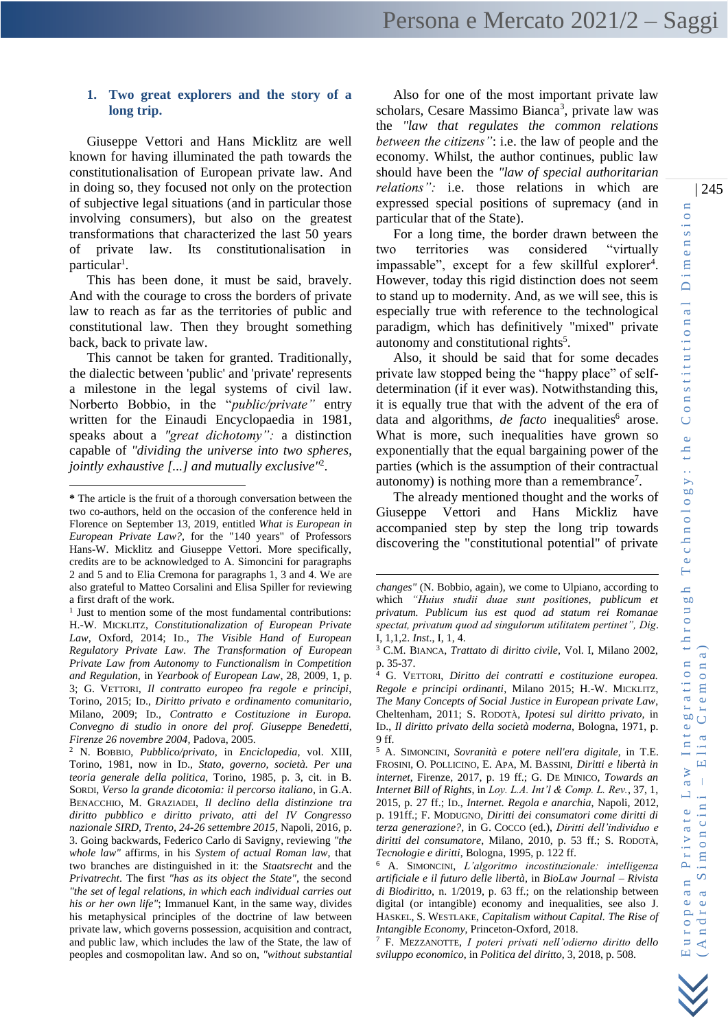## 1. Two great explorers and the story of a long trip.

Giuseppe Vettori and Hans Micklitz are well known for having illuminated the path towards the constitutionalisation of European private law. And in doing so, they focused not only on the protection of subjective legal situations (and in particular those involving consumers), but also on the greatest transformations that characterized the last 50 years of private law. Its constitutionalisation in particular[1].

This has been done, it must be said, bravely. And with the courage to cross the borders of private law to reach as far as the territories of public and constitutional law. Then they brought something back, back to private law.

This cannot be taken for granted. Traditionally, the dialectic between 'public' and 'private' represents a milestone in the legal systems of civil law. Norberto Bobbio, in the *"public/private"* entry written for the Einaudi Encyclopaedia in 1981, speaks about a *"great dichotomy":* a distinction capable of *"dividing the universe into two spheres, jointly exhaustive [...] and mutually exclusive"*[2].

Also for one of the most important private law scholars, Cesare Massimo Bianca[3], private law was the *"law that regulates the common relations between the citizens"*: i.e. the law of people and the economy. Whilst, the author continues, public law should have been the *"law of special authoritarian relations":* i.e. those relations in which are expressed special positions of supremacy (and in particular that of the State).

For a long time, the border drawn between the two territories was considered "virtually impassable", except for a few skillful explorer[4]. However, today this rigid distinction does not seem to stand up to modernity. And, as we will see, this is especially true with reference to the technological paradigm, which has definitively "mixed" private autonomy and constitutional rights[5].

Also, it should be said that for some decades private law stopped being the "happy place" of self-determination (if it ever was). Notwithstanding this, it is equally true that with the advent of the era of data and algorithms, *de facto* inequalities[6] arose. What is more, such inequalities have grown so exponentially that the equal bargaining power of the parties (which is the assumption of their contractual autonomy) is nothing more than a remembrance[7].

The already mentioned thought and the works of Giuseppe Vettori and Hans Mickliz have accompanied step by step the long trip towards discovering the "constitutional potential" of private

---

**\*** The article is the fruit of a thorough conversation between the two co-authors, held on the occasion of the conference held in Florence on September 13, 2019, entitled *What is European in European Private Law?*, for the "140 years" of Professors Hans-W. Micklitz and Giuseppe Vettori. More specifically, credits are to be acknowledged to A. Simoncini for paragraphs 2 and 5 and to Elia Cremona for paragraphs 1, 3 and 4. We are also grateful to Matteo Corsalini and Elisa Spiller for reviewing a first draft of the work.

[1] Just to mention some of the most fundamental contributions: H.-W. Micklitz, *Constitutionalization of European Private Law*, Oxford, 2014; Id., *The Visible Hand of European Regulatory Private Law. The Transformation of European Private Law from Autonomy to Functionalism in Competition and Regulation*, in *Yearbook of European Law*, 28, 2009, 1, p. 3; G. Vettori, *Il contratto europeo fra regole e principi*, Torino, 2015; Id., *Diritto privato e ordinamento comunitario*, Milano, 2009; Id., *Contratto e Costituzione in Europa. Convegno di studio in onore del prof. Giuseppe Benedetti, Firenze 26 novembre 2004*, Padova, 2005.

[2] N. Bobbio, *Pubblico/privato*, in *Enciclopedia*, vol. XIII, Torino, 1981, now in Id., *Stato, governo, società. Per una teoria generale della politica*, Torino, 1985, p. 3, cit. in B. Sordi, *Verso la grande dicotomia: il percorso italiano*, in G.A. Benacchio, M. Graziadei, *Il declino della distinzione tra diritto pubblico e diritto privato, atti del IV Congresso nazionale SIRD, Trento, 24-26 settembre 2015*, Napoli, 2016, p. 3. Going backwards, Federico Carlo di Savigny, reviewing *"the whole law"* affirms, in his *System of actual Roman law*, that two branches are distinguished in it: the *Staatsrecht* and the *Privatrecht*. The first *"has as its object the State"*, the second *"the set of legal relations, in which each individual carries out his or her own life"*; Immanuel Kant, in the same way, divides his metaphysical principles of the doctrine of law between private law, which governs possession, acquisition and contract, and public law, which includes the law of the State, the law of peoples and cosmopolitan law. And so on, *"without substantial changes"* (N. Bobbio, again), we come to Ulpiano, according to which *"Huius studii duae sunt positiones, publicum et privatum. Publicum ius est quod ad statum rei Romanae spectat, privatum quod ad singulorum utilitatem pertinet", Dig.* I, 1,1,2. *Inst.*, I, 1, 4.

[3] C.M. Bianca, *Trattato di diritto civile*, Vol. I, Milano 2002, p. 35-37.

[4] G. Vettori, *Diritto dei contratti e costituzione europea. Regole e principi ordinanti*, Milano 2015; H.-W. Micklitz, *The Many Concepts of Social Justice in European private Law*, Cheltenham, 2011; S. Rodotà, *Ipotesi sul diritto privato*, in Id., *Il diritto privato della società moderna*, Bologna, 1971, p. 9 ff.

[5] A. Simoncini, *Sovranità e potere nell'era digitale*, in T.E. Frosini, O. Pollicino, E. Apa, M. Bassini, *Diritti e libertà in internet*, Firenze, 2017, p. 19 ff.; G. De Minico, *Towards an Internet Bill of Rights*, in *Loy. L.A. Int'l & Comp. L. Rev.*, 37, 1, 2015, p. 27 ff.; Id., *Internet. Regola e anarchia*, Napoli, 2012, p. 191ff.; F. Modugno, *Diritti dei consumatori come diritti di terza generazione?*, in G. Cocco (ed.), *Diritti dell'individuo e diritti del consumatore*, Milano, 2010, p. 53 ff.; S. Rodotà, *Tecnologie e diritti*, Bologna, 1995, p. 122 ff.

[6] A. Simoncini, *L'algoritmo incostituzionale: intelligenza artificiale e il futuro delle libertà*, in *BioLaw Journal – Rivista di Biodiritto*, n. 1/2019, p. 63 ff.; on the relationship between digital (or intangible) economy and inequalities, see also J. Haskel, S. Westlake, *Capitalism without Capital. The Rise of Intangible Economy*, Princeton-Oxford, 2018.

[7] F. Mezzanotte, *I poteri privati nell'odierno diritto dello sviluppo economico*, in *Politica del diritto*, 3, 2018, p. 508.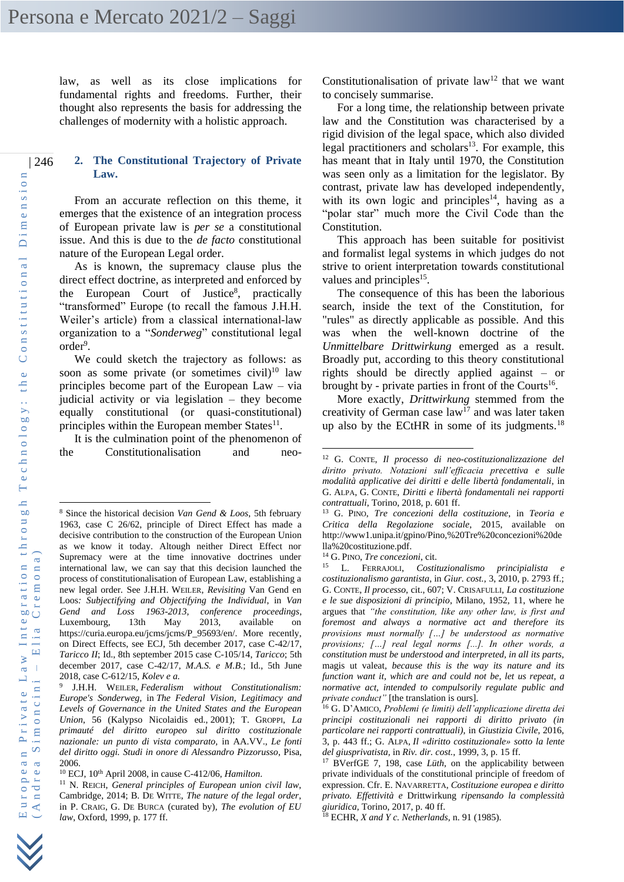law, as well as its close implications for fundamental rights and freedoms. Further, their thought also represents the basis for addressing the challenges of modernity with a holistic approach.

## 2. The Constitutional Trajectory of Private Law.

From an accurate reflection on this theme, it emerges that the existence of an integration process of European private law is *per se* a constitutional issue. And this is due to the *de facto* constitutional nature of the European Legal order.

As is known, the supremacy clause plus the direct effect doctrine, as interpreted and enforced by the European Court of Justice[8], practically "transformed" Europe (to recall the famous J.H.H. Weiler's article) from a classical international-law organization to a "*Sonderweg*" constitutional legal order[9].

We could sketch the trajectory as follows: as soon as some private (or sometimes civil)[10] law principles become part of the European Law – via judicial activity or via legislation – they become equally constitutional (or quasi-constitutional) principles within the European member States[11].

It is the culmination point of the phenomenon of the Constitutionalisation and neo-Constitutionalisation of private law[12] that we want to concisely summarise.

For a long time, the relationship between private law and the Constitution was characterised by a rigid division of the legal space, which also divided legal practitioners and scholars[13]. For example, this has meant that in Italy until 1970, the Constitution was seen only as a limitation for the legislator. By contrast, private law has developed independently, with its own logic and principles[14], having as a "polar star" much more the Civil Code than the Constitution.

This approach has been suitable for positivist and formalist legal systems in which judges do not strive to orient interpretation towards constitutional values and principles[15].

The consequence of this has been the laborious search, inside the text of the Constitution, for "rules" as directly applicable as possible. And this was when the well-known doctrine of the *Unmittelbare Drittwirkung* emerged as a result. Broadly put, according to this theory constitutional rights should be directly applied against – or brought by - private parties in front of the Courts[16].

More exactly, *Drittwirkung* stemmed from the creativity of German case law[17] and was later taken up also by the ECtHR in some of its judgments.[18]

---

[8] Since the historical decision *Van Gend & Loos*, 5th february 1963, case C 26/62, principle of Direct Effect has made a decisive contribution to the construction of the European Union as we know it today. Altough neither Direct Effect nor Supremacy were at the time innovative doctrines under international law, we can say that this decision launched the process of constitutionalisation of European Law, establishing a new legal order. See J.H.H. WEILER, *Revisiting* Van Gend en Loos*: Subjectifying and Objectifying the Individual*, in *Van Gend and Loss 1963-2013, conference proceedings*, Luxembourg, 13th May 2013, available on https://curia.europa.eu/jcms/jcms/P_95693/en/. More recently, on Direct Effects, see ECJ, 5th december 2017, case C-42/17, *Taricco II*; Id., 8th september 2015 case C-105/14, *Taricco*; 5th december 2017, case C-42/17, *M.A.S. e M.B.*; Id., 5th June 2018, case C-612/15, *Kolev e a.*

[9] J.H.H. WEILER, *Federalism without Constitutionalism: Europe's Sonderweg*, in *The Federal Vision, Legitimacy and Levels of Governance in the United States and the European Union*, 56 (Kalypso Nicolaidis ed., 2001); T. GROPPI, *La primauté del diritto europeo sul diritto costituzionale nazionale: un punto di vista comparato*, in AA.VV., *Le fonti del diritto oggi. Studi in onore di Alessandro Pizzorusso*, Pisa, 2006.

[10] ECJ, 10th April 2008, in cause C-412/06, *Hamilton*.

[11] N. REICH, *General principles of European union civil law*, Cambridge, 2014; B. DE WITTE, *The nature of the legal order*, in P. CRAIG, G. DE BURCA (curated by), *The evolution of EU law*, Oxford, 1999, p. 177 ff.

[12] G. CONTE, *Il processo di neo-costituzionalizzazione del diritto privato. Notazioni sull'efficacia precettiva e sulle modalità applicative dei diritti e delle libertà fondamentali*, in G. ALPA, G. CONTE, *Diritti e libertà fondamentali nei rapporti contrattuali*, Torino, 2018, p. 601 ff.

[13] G. PINO, *Tre concezioni della costituzione*, in *Teoria e Critica della Regolazione sociale*, 2015, available on http://www1.unipa.it/gpino/Pino,%20Tre%20concezioni%20della%20costituzione.pdf.

[14] G. PINO, *Tre concezioni*, cit.

[15] L. FERRAJOLI, *Costituzionalismo principialista e costituzionalismo garantista*, in *Giur. cost.*, 3, 2010, p. 2793 ff.; G. CONTE, *Il processo*, cit., 607; V. CRISAFULLI, *La costituzione e le sue disposizioni di principio*, Milano, 1952, 11, where he argues that *"the constitution, like any other law, is first and foremost and always a normative act and therefore its provisions must normally […] be understood as normative provisions; […] real legal norms […]. In other words, a constitution must be understood and interpreted, in all its parts,* magis ut valeat, *because this is the way its nature and its function want it, which are and could not be, let us repeat, a normative act, intended to compulsorily regulate public and private conduct"* [the translation is ours].

[16] G. D'AMICO, *Problemi (e limiti) dell'applicazione diretta dei principi costituzionali nei rapporti di diritto privato (in particolare nei rapporti contrattuali)*, in *Giustizia Civile*, 2016, 3, p. 443 ff.; G. ALPA, *Il «diritto costituzionale» sotto la lente del giusprivatista*, in *Riv. dir. cost.*, 1999, 3, p. 15 ff.

[17] BVerfGE 7, 198, case *Lüth*, on the applicability between private individuals of the constitutional principle of freedom of expression. Cfr. E. NAVARRETTA, *Costituzione europea e diritto privato. Effettività e* Drittwirkung *ripensando la complessità giuridica*, Torino, 2017, p. 40 ff.

[18] ECHR, *X and Y c. Netherlands*, n. 91 (1985).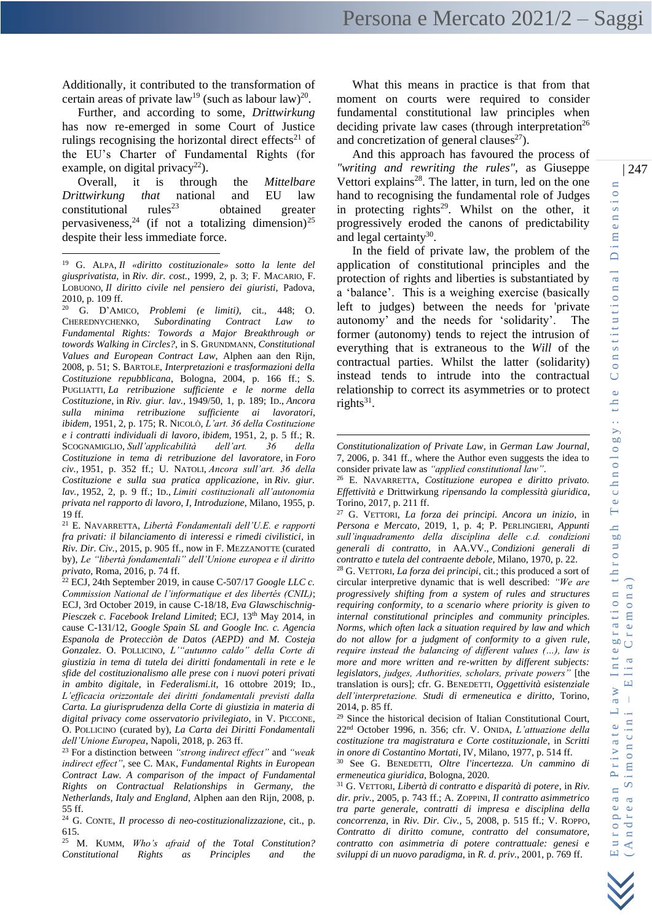Additionally, it contributed to the transformation of certain areas of private law[19] (such as labour law)[20].

Further, and according to some, *Drittwirkung* has now re-emerged in some Court of Justice rulings recognising the horizontal direct effects[21] of the EU's Charter of Fundamental Rights (for example, on digital privacy[22]).

Overall, it is through the *Mittelbare Drittwirkung that* national and EU law constitutional rules[23] obtained greater pervasiveness,[24] (if not a totalizing dimension)[25] despite their less immediate force.

What this means in practice is that from that moment on courts were required to consider fundamental constitutional law principles when deciding private law cases (through interpretation[26] and concretization of general clauses[27]).

And this approach has favoured the process of *"writing and rewriting the rules"*, as Giuseppe Vettori explains[28]. The latter, in turn, led on the one hand to recognising the fundamental role of Judges in protecting rights[29]. Whilst on the other, it progressively eroded the canons of predictability and legal certainty[30].

In the field of private law, the problem of the application of constitutional principles and the protection of rights and liberties is substantiated by a 'balance'. This is a weighing exercise (basically left to judges) between the needs for 'private autonomy' and the needs for 'solidarity'. The former (autonomy) tends to reject the intrusion of everything that is extraneous to the *Will* of the contractual parties. Whilst the latter (solidarity) instead tends to intrude into the contractual relationship to correct its asymmetries or to protect rights[31].

---

[19] G. Alpa, *Il «diritto costituzionale» sotto la lente del giusprivatista*, in *Riv. dir. cost.*, 1999, 2, p. 3; F. Macario, F. Lobuono, *Il diritto civile nel pensiero dei giuristi*, Padova, 2010, p. 109 ff.

[20] G. D'Amico, *Problemi (e limiti)*, cit., 448; O. Cherednychenko, *Subordinating Contract Law to Fundamental Rights: Towards a Major Breakthrough or towords Walking in Circles?*, in S. Grundmann, *Constitutional Values and European Contract Law*, Alphen aan den Rijn, 2008, p. 51; S. Bartole, *Interpretazioni e trasformazioni della Costituzione repubblicana*, Bologna, 2004, p. 166 ff.; S. Pugliatti, *La retribuzione sufficiente e le norme della Costituzione*, in *Riv. giur. lav.*, 1949/50, 1, p. 189; Id., *Ancora sulla minima retribuzione sufficiente ai lavoratori*, *ibidem*, 1951, 2, p. 175; R. Nicolò, *L'art. 36 della Costituzione e i contratti individuali di lavoro*, *ibidem*, 1951, 2, p. 5 ff.; R. Scognamiglio, *Sull'applicabilità dell'art. 36 della Costituzione in tema di retribuzione del lavoratore*, in *Foro civ.*, 1951, p. 352 ff.; U. Natoli, *Ancora sull'art. 36 della Costituzione e sulla sua pratica applicazione*, in *Riv. giur. lav.*, 1952, 2, p. 9 ff.; Id., *Limiti costituzionali all'autonomia privata nel rapporto di lavoro, I, Introduzione*, Milano, 1955, p. 19 ff.

[21] E. Navarretta, *Libertà Fondamentali dell'U.E. e rapporti fra privati: il bilanciamento di interessi e rimedi civilistici*, in *Riv. Dir. Civ.*, 2015, p. 905 ff., now in F. Mezzanotte (curated by), *Le "libertà fondamentali" dell'Unione europea e il diritto privato*, Roma, 2016, p. 74 ff.

[22] ECJ, 24th September 2019, in cause C-507/17 *Google LLC c. Commission National de l'informatique et des libertés (CNIL)*; ECJ, 3rd October 2019, in cause C-18/18, *Eva Glawschischnig-Piesczek c. Facebook Ireland Limited*; ECJ, 13th May 2014, in cause C-131/12, *Google Spain SL and Google Inc. c. Agencia Espanola de Protecciòn de Datos (AEPD) and M. Costeja Gonzalez*. O. Pollicino, *L'"autunno caldo" della Corte di giustizia in tema di tutela dei diritti fondamentali in rete e le sfide del costituzionalismo alle prese con i nuovi poteri privati in ambito digitale*, in *Federalismi.it*, 16 ottobre 2019; Id., *L'efficacia orizzontale dei diritti fondamentali previsti dalla Carta. La giurisprudenza della Corte di giustizia in materia di digital privacy come osservatorio privilegiato*, in V. Piccone, O. Pollicino (curated by), *La Carta dei Diritti Fondamentali dell'Unione Europea*, Napoli, 2018, p. 263 ff.

[23] For a distinction between *"strong indirect effect"* and *"weak indirect effect"*, see C. Mak, *Fundamental Rights in European Contract Law. A comparison of the impact of Fundamental Rights on Contractual Relationships in Germany, the Netherlands, Italy and England*, Alphen aan den Rijn, 2008, p. 55 ff.

[24] G. Conte, *Il processo di neo-costituzionalizzazione*, cit., p. 615.

[25] M. Kumm, *Who's afraid of the Total Constitution? Constitutional Rights as Principles and the Constitutionalization of Private Law*, in *German Law Journal*, 7, 2006, p. 341 ff., where the Author even suggests the idea to consider private law as *"applied constitutional law"*.

[26] E. Navarretta, *Costituzione europea e diritto privato. Effettività e* Drittwirkung *ripensando la complessità giuridica*, Torino, 2017, p. 211 ff.

[27] G. Vettori, *La forza dei principi. Ancora un inizio*, in *Persona e Mercato*, 2019, 1, p. 4; P. Perlingieri, *Appunti sull'inquadramento della disciplina delle c.d. condizioni generali di contratto*, in AA.VV., *Condizioni generali di contratto e tutela del contraente debole*, Milano, 1970, p. 22.

[28] G. Vettori, *La forza dei principi*, cit.; this produced a sort of circular interpretive dynamic that is well described: *"We are progressively shifting from a system of rules and structures requiring conformity, to a scenario where priority is given to internal constitutional principles and community principles. Norms, which often lack a situation required by law and which do not allow for a judgment of conformity to a given rule, require instead the balancing of different values (…), law is more and more written and re-written by different subjects: legislators, judges, Authorities, scholars, private powers"* [the translation is ours]; cfr. G. Benedetti, *Oggettività esistenziale dell'interpretazione. Studi di ermeneutica e diritto*, Torino, 2014, p. 85 ff.

[29] Since the historical decision of Italian Constitutional Court, 22nd October 1996, n. 356; cfr. V. Onida, *L'attuazione della costituzione tra magistratura e Corte costituzionale*, in *Scritti in onore di Costantino Mortati*, IV, Milano, 1977, p. 514 ff.

[30] See G. Benedetti, *Oltre l'incertezza. Un cammino di ermeneutica giuridica*, Bologna, 2020.

[31] G. Vettori, *Libertà di contratto e disparità di potere*, in *Riv. dir. priv.*, 2005, p. 743 ff.; A. Zoppini, *Il contratto asimmetrico tra parte generale, contratti di impresa e disciplina della concorrenza*, in *Riv. Dir. Civ.*, 5, 2008, p. 515 ff.; V. Roppo, *Contratto di diritto comune, contratto del consumatore, contratto con asimmetria di potere contrattuale: genesi e sviluppi di un nuovo paradigma*, in *R. d. priv.*, 2001, p. 769 ff.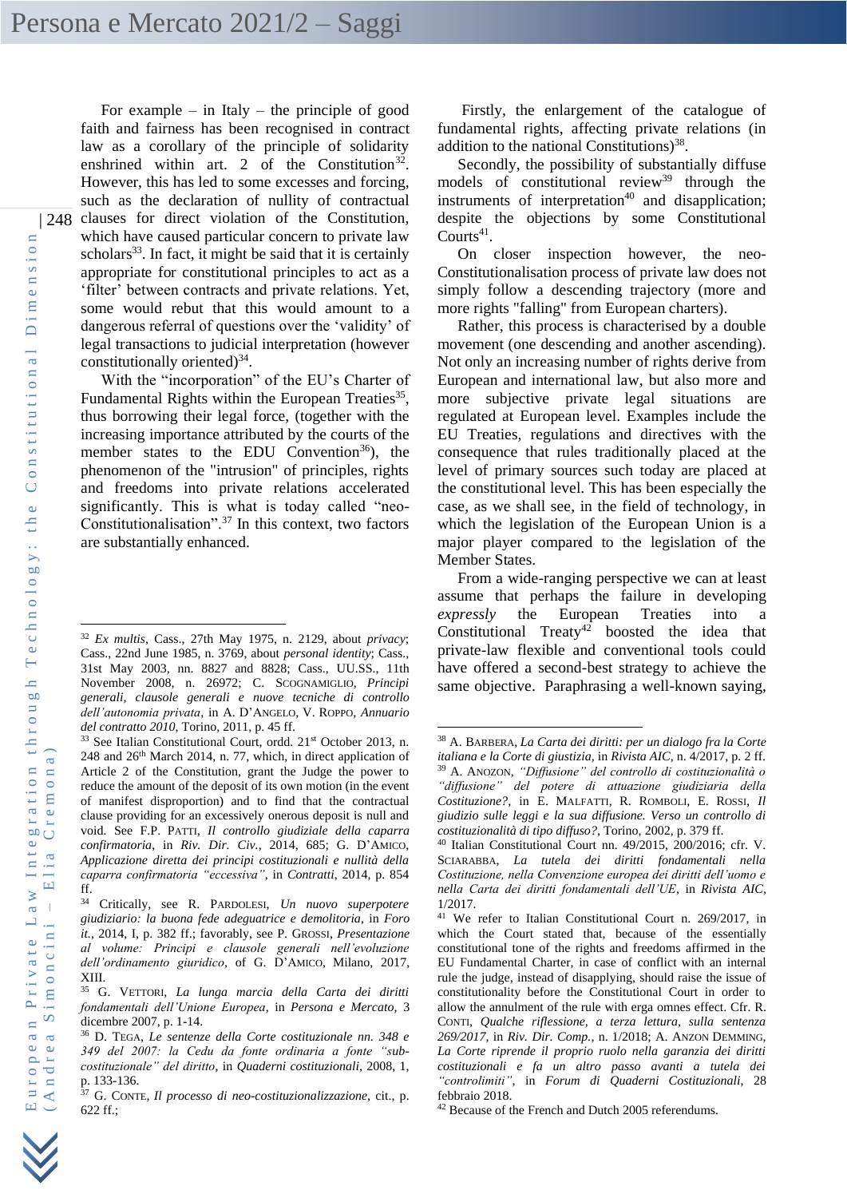For example – in Italy – the principle of good faith and fairness has been recognised in contract law as a corollary of the principle of solidarity enshrined within art. 2 of the Constitution[32]. However, this has led to some excesses and forcing, such as the declaration of nullity of contractual clauses for direct violation of the Constitution, which have caused particular concern to private law scholars[33]. In fact, it might be said that it is certainly appropriate for constitutional principles to act as a 'filter' between contracts and private relations. Yet, some would rebut that this would amount to a dangerous referral of questions over the 'validity' of legal transactions to judicial interpretation (however constitutionally oriented)[34].

With the "incorporation" of the EU's Charter of Fundamental Rights within the European Treaties[35], thus borrowing their legal force, (together with the increasing importance attributed by the courts of the member states to the EDU Convention[36]), the phenomenon of the "intrusion" of principles, rights and freedoms into private relations accelerated significantly. This is what is today called "neo-Constitutionalisation".[37] In this context, two factors are substantially enhanced.

Firstly, the enlargement of the catalogue of fundamental rights, affecting private relations (in addition to the national Constitutions)[38].

Secondly, the possibility of substantially diffuse models of constitutional review[39] through the instruments of interpretation[40] and disapplication; despite the objections by some Constitutional Courts[41].

On closer inspection however, the neo-Constitutionalisation process of private law does not simply follow a descending trajectory (more and more rights "falling" from European charters).

Rather, this process is characterised by a double movement (one descending and another ascending). Not only an increasing number of rights derive from European and international law, but also more and more subjective private legal situations are regulated at European level. Examples include the EU Treaties, regulations and directives with the consequence that rules traditionally placed at the level of primary sources such today are placed at the constitutional level. This has been especially the case, as we shall see, in the field of technology, in which the legislation of the European Union is a major player compared to the legislation of the Member States.

From a wide-ranging perspective we can at least assume that perhaps the failure in developing *expressly* the European Treaties into a Constitutional Treaty[42] boosted the idea that private-law flexible and conventional tools could have offered a second-best strategy to achieve the same objective. Paraphrasing a well-known saying,

---

[32] *Ex multis*, Cass., 27th May 1975, n. 2129, about *privacy*; Cass., 22nd June 1985, n. 3769, about *personal identity*; Cass., 31st May 2003, nn. 8827 and 8828; Cass., UU.SS., 11th November 2008, n. 26972; C. SCOGNAMIGLIO, *Principi generali, clausole generali e nuove tecniche di controllo dell'autonomia privata*, in A. D'ANGELO, V. ROPPO, *Annuario del contratto 2010*, Torino, 2011, p. 45 ff.

[33] See Italian Constitutional Court, ordd. 21st October 2013, n. 248 and 26th March 2014, n. 77, which, in direct application of Article 2 of the Constitution, grant the Judge the power to reduce the amount of the deposit of its own motion (in the event of manifest disproportion) and to find that the contractual clause providing for an excessively onerous deposit is null and void. See F.P. PATTI, *Il controllo giudiziale della caparra confirmatoria*, in *Riv. Dir. Civ.*, 2014, 685; G. D'AMICO, *Applicazione diretta dei principi costituzionali e nullità della caparra confirmatoria "eccessiva"*, in *Contratti*, 2014, p. 854 ff.

[34] Critically, see R. PARDOLESI, *Un nuovo superpotere giudiziario: la buona fede adeguatrice e demolitoria*, in *Foro it.*, 2014, I, p. 382 ff.; favorably, see P. GROSSI, *Presentazione al volume: Principi e clausole generali nell'evoluzione dell'ordinamento giuridico*, of G. D'AMICO, Milano, 2017, XIII.

[35] G. VETTORI, *La lunga marcia della Carta dei diritti fondamentali dell'Unione Europea*, in *Persona e Mercato*, 3 dicembre 2007, p. 1-14.

[36] D. TEGA, *Le sentenze della Corte costituzionale nn. 348 e 349 del 2007: la Cedu da fonte ordinaria a fonte "sub-costituzionale" del diritto*, in *Quaderni costituzionali*, 2008, 1, p. 133-136.

[37] G. CONTE, *Il processo di neo-costituzionalizzazione*, cit., p. 622 ff.;

[38] A. BARBERA, *La Carta dei diritti: per un dialogo fra la Corte italiana e la Corte di giustizia*, in *Rivista AIC*, n. 4/2017, p. 2 ff.

[39] A. ANOZON, *"Diffusione" del controllo di costituzionalità o "diffusione" del potere di attuazione giudiziaria della Costituzione?*, in E. MALFATTI, R. ROMBOLI, E. ROSSI, *Il giudizio sulle leggi e la sua diffusione. Verso un controllo di costituzionalità di tipo diffuso?*, Torino, 2002, p. 379 ff.

[40] Italian Constitutional Court nn. 49/2015, 200/2016; cfr. V. SCIARABBA, *La tutela dei diritti fondamentali nella Costituzione, nella Convenzione europea dei diritti dell'uomo e nella Carta dei diritti fondamentali dell'UE*, in *Rivista AIC*, 1/2017.

[41] We refer to Italian Constitutional Court n. 269/2017, in which the Court stated that, because of the essentially constitutional tone of the rights and freedoms affirmed in the EU Fundamental Charter, in case of conflict with an internal rule the judge, instead of disapplying, should raise the issue of constitutionality before the Constitutional Court in order to allow the annulment of the rule with erga omnes effect. Cfr. R. CONTI, *Qualche riflessione, a terza lettura, sulla sentenza 269/2017*, in *Riv. Dir. Comp.*, n. 1/2018; A. ANZON DEMMING, *La Corte riprende il proprio ruolo nella garanzia dei diritti costituzionali e fa un altro passo avanti a tutela dei "controlimiti"*, in *Forum di Quaderni Costituzionali*, 28 febbraio 2018.

[42] Because of the French and Dutch 2005 referendums.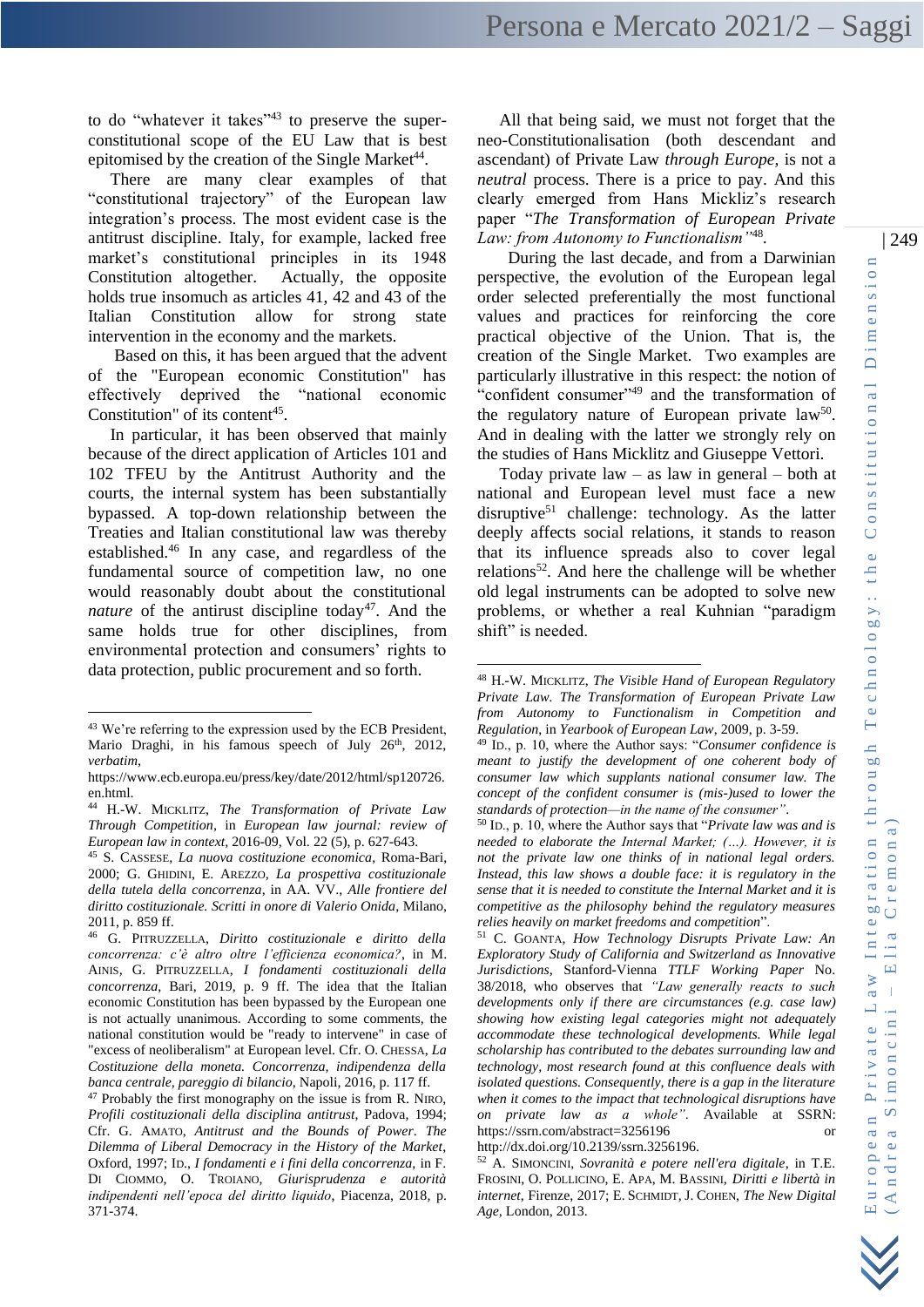to do "whatever it takes"[43] to preserve the super-constitutional scope of the EU Law that is best epitomised by the creation of the Single Market[44].

There are many clear examples of that "constitutional trajectory" of the European law integration's process. The most evident case is the antitrust discipline. Italy, for example, lacked free market's constitutional principles in its 1948 Constitution altogether. Actually, the opposite holds true insomuch as articles 41, 42 and 43 of the Italian Constitution allow for strong state intervention in the economy and the markets.

Based on this, it has been argued that the advent of the "European economic Constitution" has effectively deprived the "national economic Constitution" of its content[45].

In particular, it has been observed that mainly because of the direct application of Articles 101 and 102 TFEU by the Antitrust Authority and the courts, the internal system has been substantially bypassed. A top-down relationship between the Treaties and Italian constitutional law was thereby established.[46] In any case, and regardless of the fundamental source of competition law, no one would reasonably doubt about the constitutional *nature* of the antitrust discipline today[47]. And the same holds true for other disciplines, from environmental protection and consumers' rights to data protection, public procurement and so forth.

All that being said, we must not forget that the neo-Constitutionalisation (both descendant and ascendant) of Private Law *through Europe,* is not a *neutral* process. There is a price to pay. And this clearly emerged from Hans Micklitz's research paper "*The Transformation of European Private Law: from Autonomy to Functionalism"*[48].

During the last decade, and from a Darwinian perspective, the evolution of the European legal order selected preferentially the most functional values and practices for reinforcing the core practical objective of the Union. That is, the creation of the Single Market. Two examples are particularly illustrative in this respect: the notion of "confident consumer"[49] and the transformation of the regulatory nature of European private law[50]. And in dealing with the latter we strongly rely on the studies of Hans Micklitz and Giuseppe Vettori.

Today private law – as law in general – both at national and European level must face a new disruptive[51] challenge: technology. As the latter deeply affects social relations, it stands to reason that its influence spreads also to cover legal relations[52]. And here the challenge will be whether old legal instruments can be adopted to solve new problems, or whether a real Kuhnian "paradigm shift" is needed.

---

[43] We're referring to the expression used by the ECB President, Mario Draghi, in his famous speech of July 26th, 2012, *verbatim*, https://www.ecb.europa.eu/press/key/date/2012/html/sp120726.en.html.

[44] H.-W. MICKLITZ, *The Transformation of Private Law Through Competition*, in *European law journal: review of European law in context*, 2016-09, Vol. 22 (5), p. 627-643.

[45] S. CASSESE, *La nuova costituzione economica*, Roma-Bari, 2000; G. GHIDINI, E. AREZZO, *La prospettiva costituzionale della tutela della concorrenza*, in AA. VV., *Alle frontiere del diritto costituzionale. Scritti in onore di Valerio Onida*, Milano, 2011, p. 859 ff.

[46] G. PITRUZZELLA, *Diritto costituzionale e diritto della concorrenza: c'è altro oltre l'efficienza economica?*, in M. AINIS, G. PITRUZZELLA, *I fondamenti costituzionali della concorrenza*, Bari, 2019, p. 9 ff. The idea that the Italian economic Constitution has been bypassed by the European one is not actually unanimous. According to some comments, the national constitution would be "ready to intervene" in case of "excess of neoliberalism" at European level. Cfr. O. CHESSA, *La Costituzione della moneta. Concorrenza, indipendenza della banca centrale, pareggio di bilancio*, Napoli, 2016, p. 117 ff.

[47] Probably the first monography on the issue is from R. NIRO, *Profili costituzionali della disciplina antitrust*, Padova, 1994; Cfr. G. AMATO, *Antitrust and the Bounds of Power. The Dilemma of Liberal Democracy in the History of the Market*, Oxford, 1997; ID., *I fondamenti e i fini della concorrenza*, in F. DI CIOMMO, O. TROIANO, *Giurisprudenza e autorità indipendenti nell'epoca del diritto liquido*, Piacenza, 2018, p. 371-374.

[48] H.-W. MICKLITZ, *The Visible Hand of European Regulatory Private Law. The Transformation of European Private Law from Autonomy to Functionalism in Competition and Regulation*, in *Yearbook of European Law*, 2009, p. 3-59.

[49] ID., p. 10, where the Author says: "*Consumer confidence is meant to justify the development of one coherent body of consumer law which supplants national consumer law. The concept of the confident consumer is (mis-)used to lower the standards of protection—in the name of the consumer"*.

[50] ID., p. 10, where the Author says that "*Private law was and is needed to elaborate the Internal Market; (…). However, it is not the private law one thinks of in national legal orders. Instead, this law shows a double face: it is regulatory in the sense that it is needed to constitute the Internal Market and it is competitive as the philosophy behind the regulatory measures relies heavily on market freedoms and competition*".

[51] C. GOANTA, *How Technology Disrupts Private Law: An Exploratory Study of California and Switzerland as Innovative Jurisdictions*, Stanford-Vienna *TTLF Working Paper* No. 38/2018, who observes that *"Law generally reacts to such developments only if there are circumstances (e.g. case law) showing how existing legal categories might not adequately accommodate these technological developments. While legal scholarship has contributed to the debates surrounding law and technology, most research found at this confluence deals with isolated questions. Consequently, there is a gap in the literature when it comes to the impact that technological disruptions have on private law as a whole"*. Available at SSRN: https://ssrn.com/abstract=3256196 or http://dx.doi.org/10.2139/ssrn.3256196.

[52] A. SIMONCINI, *Sovranità e potere nell'era digitale*, in T.E. FROSINI, O. POLLICINO, E. APA, M. BASSINI, *Diritti e libertà in internet*, Firenze, 2017; E. SCHMIDT, J. COHEN, *The New Digital Age*, London, 2013.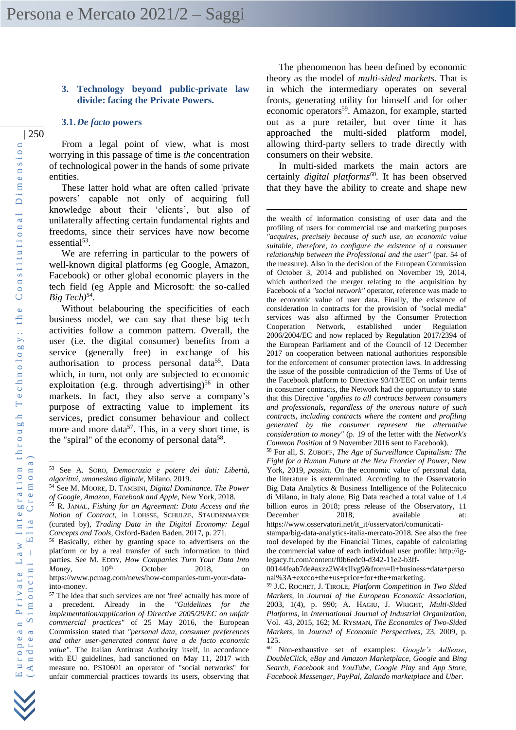## 3. Technology beyond public-private law divide: facing the Private Powers.

### 3.1. *De facto* powers

From a legal point of view, what is most worrying in this passage of time is *the* concentration of technological power in the hands of some private entities.

These latter hold what are often called 'private powers' capable not only of acquiring full knowledge about their 'clients', but also of unilaterally affecting certain fundamental rights and freedoms, since their services have now become essential[53].

We are referring in particular to the powers of well-known digital platforms (eg Google, Amazon, Facebook) or other global economic players in the tech field (eg Apple and Microsoft: the so-called *Big Tech)*[54].

Without belabouring the specificities of each business model, we can say that these big tech activities follow a common pattern. Overall, the user (i.e. the digital consumer) benefits from a service (generally free) in exchange of his authorisation to process personal data[55]. Data which, in turn, not only are subjected to economic exploitation (e.g. through advertising)[56] in other markets. In fact, they also serve a company's purpose of extracting value to implement its services, predict consumer behaviour and collect more and more data[57]. This, in a very short time, is the "spiral" of the economy of personal data[58].

The phenomenon has been defined by economic theory as the model of *multi-sided markets.* That is in which the intermediary operates on several fronts, generating utility for himself and for other economic operators[59]. Amazon, for example, started out as a pure retailer, but over time it has approached the multi-sided platform model, allowing third-party sellers to trade directly with consumers on their website.

In multi-sided markets the main actors are certainly *digital platforms*[60]. It has been observed that they have the ability to create and shape new

---

[53] See A. Soro, *Democrazia e potere dei dati: Libertà, algoritmi, umanesimo digitale*, Milano, 2019.

[54] See M. Moore, D. Tambini, *Digital Dominance. The Power of Google, Amazon, Facebook and Apple*, New York, 2018.

[55] R. Janal, *Fishing for an Agreement: Data Access and the Notion of Contract*, in Lohsse, Schulze, Staudenmayer (curated by), *Trading Data in the Digital Economy: Legal Concepts and Tools*, Oxford-Baden Baden, 2017, p. 271.

[56] Basically, either by granting space to advertisers on the platform or by a real transfer of such information to third parties. See M. Eddy, *How Companies Turn Your Data Into Money*, 10th October 2018, on https://www.pcmag.com/news/how-companies-turn-your-data-into-money.

[57] The idea that such services are not 'free' actually has more of a precedent. Already in the *"Guidelines for the implementation/application of Directive 2005/29/EC on unfair commercial practices"* of 25 May 2016, the European Commission stated that *"personal data, consumer preferences and other user-generated content have a de facto economic value"*. The Italian Antitrust Authority itself, in accordance with EU guidelines, had sanctioned on May 11, 2017 with measure no. PS10601 an operator of "social networks" for unfair commercial practices towards its users, observing that the wealth of information consisting of user data and the profiling of users for commercial use and marketing purposes *"acquires, precisely because of such use, an economic value suitable, therefore, to configure the existence of a consumer relationship between the Professional and the user"* (par. 54 of the measure). Also in the decision of the European Commission of October 3, 2014 and published on November 19, 2014, which authorized the merger relating to the acquisition by Facebook of a *"social network"* operator, reference was made to the economic value of user data. Finally, the existence of consideration in contracts for the provision of "social media" services was also affirmed by the Consumer Protection Cooperation Network, established under Regulation 2006/2004/EC and now replaced by Regulation 2017/2394 of the European Parliament and of the Council of 12 December 2017 on cooperation between national authorities responsible for the enforcement of consumer protection laws. In addressing the issue of the possible contradiction of the Terms of Use of the Facebook platform to Directive 93/13/EEC on unfair terms in consumer contracts, the Network had the opportunity to state that this Directive *"applies to all contracts between consumers and professionals, regardless of the onerous nature of such contracts, including contracts where the content and profiling generated by the consumer represent the alternative consideration to money"* (p. 19 of the letter with the *Network's Common Position* of 9 November 2016 sent to Facebook).

[58] For all, S. Zuboff, *The Age of Surveillance Capitalism: The Fight for a Human Future at the New Frontier of Power*, New York, 2019, *passim*. On the economic value of personal data, the literature is exterminated. According to the Osservatorio Big Data Analytics & Business Intelligence of the Politecnico di Milano, in Italy alone, Big Data reached a total value of 1.4 billion euros in 2018; press release of the Observatory, 11 December 2018, available at: https://www.osservatori.net/it_it/osservatori/comunicati-stampa/big-data-analytics-italia-mercato-2018. See also the free tool developed by the Financial Times, capable of calculating the commercial value of each individual user profile: http://ig-legacy.ft.com/content/f0b6edc0-d342-11e2-b3ff-00144feab7de#axzz2W4xIIvg9&from=Il+business+data+personal%3A+excco+the+us+price+for+the+marketing.

[59] J.C. Rochet, J. Tirole, *Platform Competition in Two Sided Markets*, in *Journal of the European Economic Association*, 2003, 1(4), p. 990; A. Hagiu, J. Wright, *Multi-Sided Platforms*, in *International Journal of Industrial Organization*, Vol. 43, 2015, 162; M. Rysman, *The Economics of Two-Sided Markets*, in *Journal of Economic Perspectives*, 23, 2009, p. 125.

[60] Non-exhaustive set of examples: *Google's AdSense*, *DoubleClick*, *eBay* and *Amazon Marketplace*, *Google* and *Bing Search*, *Facebook* and *YouTube*, *Google Play* and *App Store*, *Facebook Messenger*, *PayPal*, *Zalando marketplace* and *Uber*.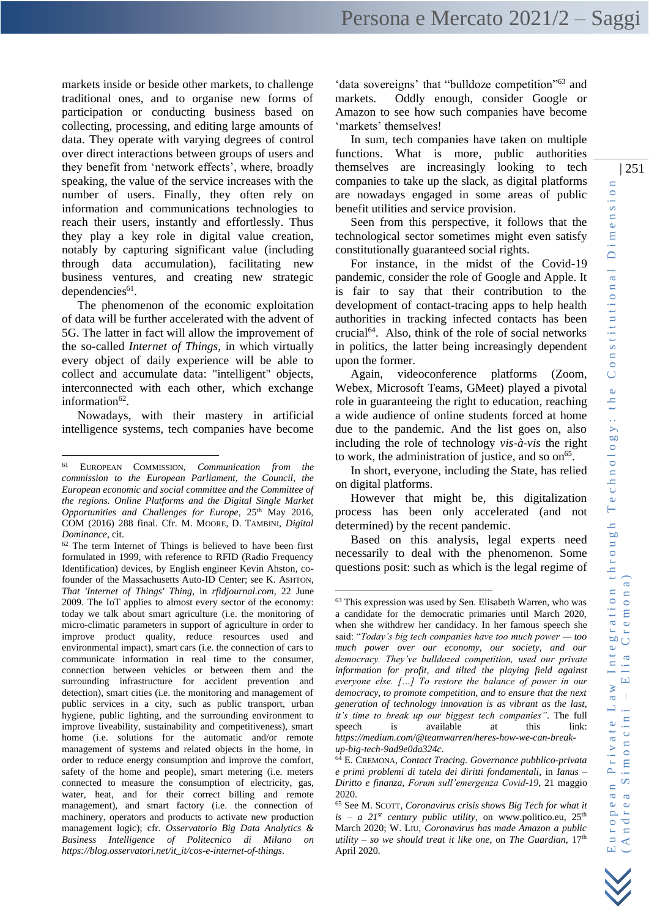markets inside or beside other markets, to challenge traditional ones, and to organise new forms of participation or conducting business based on collecting, processing, and editing large amounts of data. They operate with varying degrees of control over direct interactions between groups of users and they benefit from 'network effects', where, broadly speaking, the value of the service increases with the number of users. Finally, they often rely on information and communications technologies to reach their users, instantly and effortlessly. Thus they play a key role in digital value creation, notably by capturing significant value (including through data accumulation), facilitating new business ventures, and creating new strategic dependencies[61].

The phenomenon of the economic exploitation of data will be further accelerated with the advent of 5G. The latter in fact will allow the improvement of the so-called *Internet of Things*, in which virtually every object of daily experience will be able to collect and accumulate data: "intelligent" objects, interconnected with each other, which exchange information[62].

Nowadays, with their mastery in artificial intelligence systems, tech companies have become 'data sovereigns' that "bulldoze competition"[63] and markets. Oddly enough, consider Google or Amazon to see how such companies have become 'markets' themselves!

In sum, tech companies have taken on multiple functions. What is more, public authorities themselves are increasingly looking to tech companies to take up the slack, as digital platforms are nowadays engaged in some areas of public benefit utilities and service provision.

Seen from this perspective, it follows that the technological sector sometimes might even satisfy constitutionally guaranteed social rights.

For instance, in the midst of the Covid-19 pandemic, consider the role of Google and Apple. It is fair to say that their contribution to the development of contact-tracing apps to help health authorities in tracking infected contacts has been crucial[64]. Also, think of the role of social networks in politics, the latter being increasingly dependent upon the former.

Again, videoconference platforms (Zoom, Webex, Microsoft Teams, GMeet) played a pivotal role in guaranteeing the right to education, reaching a wide audience of online students forced at home due to the pandemic. And the list goes on, also including the role of technology *vis-à-vis* the right to work, the administration of justice, and so on[65].

In short, everyone, including the State, has relied on digital platforms.

However that might be, this digitalization process has been only accelerated (and not determined) by the recent pandemic.

Based on this analysis, legal experts need necessarily to deal with the phenomenon. Some questions posit: such as which is the legal regime of

---

[61] EUROPEAN COMMISSION, *Communication from the commission to the European Parliament, the Council, the European economic and social committee and the Committee of the regions. Online Platforms and the Digital Single Market Opportunities and Challenges for Europe*, 25th May 2016, COM (2016) 288 final. Cfr. M. MOORE, D. TAMBINI, *Digital Dominance*, cit.

[62] The term Internet of Things is believed to have been first formulated in 1999, with reference to RFID (Radio Frequency Identification) devices, by English engineer Kevin Ahston, co-founder of the Massachusetts Auto-ID Center; see K. ASHTON, *That 'Internet of Things' Thing*, in *rfidjournal.com*, 22 June 2009. The IoT applies to almost every sector of the economy: today we talk about smart agriculture (i.e. the monitoring of micro-climatic parameters in support of agriculture in order to improve product quality, reduce resources used and environmental impact), smart cars (i.e. the connection of cars to communicate information in real time to the consumer, connection between vehicles or between them and the surrounding infrastructure for accident prevention and detection), smart cities (i.e. the monitoring and management of public services in a city, such as public transport, urban hygiene, public lighting, and the surrounding environment to improve liveability, sustainability and competitiveness), smart home (i.e. solutions for the automatic and/or remote management of systems and related objects in the home, in order to reduce energy consumption and improve the comfort, safety of the home and people), smart metering (i.e. meters connected to measure the consumption of electricity, gas, water, heat, and for their correct billing and remote management), and smart factory (i.e. the connection of machinery, operators and products to activate new production management logic); cfr. *Osservatorio Big Data Analytics & Business Intelligence of Politecnico di Milano on https://blog.osservatori.net/it_it/cos-e-internet-of-things*.

[63] This expression was used by Sen. Elisabeth Warren, who was a candidate for the democratic primaries until March 2020, when she withdrew her candidacy. In her famous speech she said: "*Today's big tech companies have too much power — too much power over our economy, our society, and our democracy. They've bulldozed competition, used our private information for profit, and tilted the playing field against everyone else. […] To restore the balance of power in our democracy, to promote competition, and to ensure that the next generation of technology innovation is as vibrant as the last, it's time to break up our biggest tech companies"*. The full speech is available at this link: *https://medium.com/@teamwarren/heres-how-we-can-break-up-big-tech-9ad9e0da324c*.

[64] E. CREMONA, *Contact Tracing. Governance pubblico-privata e primi problemi di tutela dei diritti fondamentali*, in *Ianus – Diritto e finanza, Forum sull'emergenza Covid-19*, 21 maggio 2020.

[65] See M. SCOTT, *Coronavirus crisis shows Big Tech for what it is – a 21st century public utility*, on www.politico.eu, 25th March 2020; W. LIU, *Coronavirus has made Amazon a public utility – so we should treat it like one*, on *The Guardian*, 17th April 2020.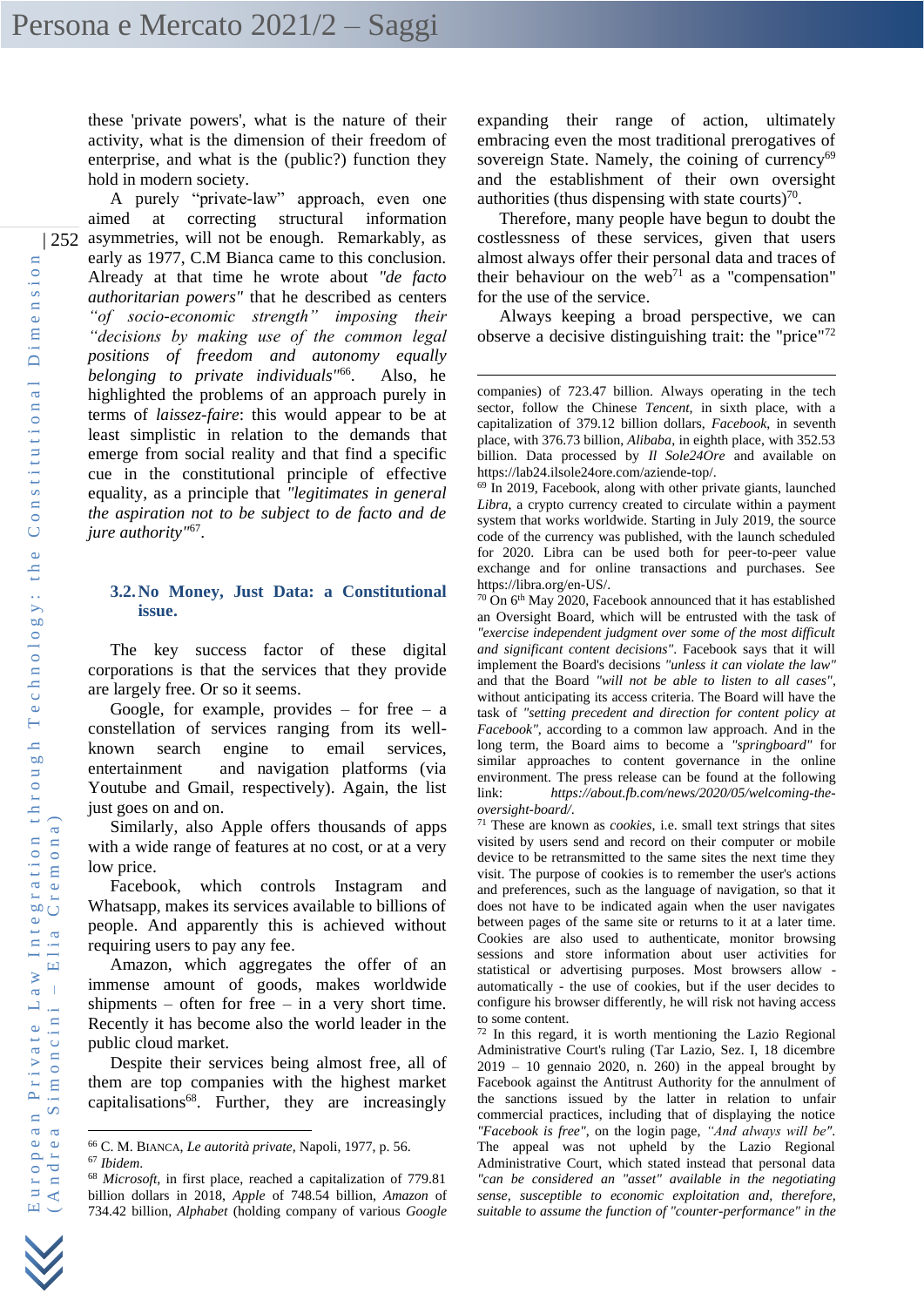these 'private powers', what is the nature of their activity, what is the dimension of their freedom of enterprise, and what is the (public?) function they hold in modern society.

A purely "private-law" approach, even one aimed at correcting structural information asymmetries, will not be enough. Remarkably, as early as 1977, C.M Bianca came to this conclusion. Already at that time he wrote about *"de facto authoritarian powers"* that he described as centers *"of socio-economic strength" imposing their "decisions by making use of the common legal positions of freedom and autonomy equally belonging to private individuals"*[66]. Also, he highlighted the problems of an approach purely in terms of *laissez-faire*: this would appear to be at least simplistic in relation to the demands that emerge from social reality and that find a specific cue in the constitutional principle of effective equality, as a principle that *"legitimates in general the aspiration not to be subject to de facto and de jure authority"*[67].

### 3.2. No Money, Just Data: a Constitutional issue.

The key success factor of these digital corporations is that the services that they provide are largely free. Or so it seems.

Google, for example, provides – for free – a constellation of services ranging from its well-known search engine to email services, entertainment and navigation platforms (via Youtube and Gmail, respectively). Again, the list just goes on and on.

Similarly, also Apple offers thousands of apps with a wide range of features at no cost, or at a very low price.

Facebook, which controls Instagram and Whatsapp, makes its services available to billions of people. And apparently this is achieved without requiring users to pay any fee.

Amazon, which aggregates the offer of an immense amount of goods, makes worldwide shipments – often for free – in a very short time. Recently it has become also the world leader in the public cloud market.

Despite their services being almost free, all of them are top companies with the highest market capitalisations[68]. Further, they are increasingly expanding their range of action, ultimately embracing even the most traditional prerogatives of sovereign State. Namely, the coining of currency[69] and the establishment of their own oversight authorities (thus dispensing with state courts)[70].

Therefore, many people have begun to doubt the costlessness of these services, given that users almost always offer their personal data and traces of their behaviour on the web[71] as a "compensation" for the use of the service.

Always keeping a broad perspective, we can observe a decisive distinguishing trait: the "price"[72]

---

[66] C. M. Bianca, *Le autorità private*, Napoli, 1977, p. 56.

[67] *Ibidem*.

[68] *Microsoft*, in first place, reached a capitalization of 779.81 billion dollars in 2018, *Apple* of 748.54 billion, *Amazon* of 734.42 billion, *Alphabet* (holding company of various *Google* companies) of 723.47 billion. Always operating in the tech sector, follow the Chinese *Tencent*, in sixth place, with a capitalization of 379.12 billion dollars, *Facebook*, in seventh place, with 376.73 billion, *Alibaba*, in eighth place, with 352.53 billion. Data processed by *Il Sole24Ore* and available on https://lab24.ilsole24ore.com/aziende-top/.

[69] In 2019, Facebook, along with other private giants, launched *Libra*, a crypto currency created to circulate within a payment system that works worldwide. Starting in July 2019, the source code of the currency was published, with the launch scheduled for 2020. Libra can be used both for peer-to-peer value exchange and for online transactions and purchases. See https://libra.org/en-US/.

[70] On 6th May 2020, Facebook announced that it has established an Oversight Board, which will be entrusted with the task of *"exercise independent judgment over some of the most difficult and significant content decisions"*. Facebook says that it will implement the Board's decisions *"unless it can violate the law"* and that the Board *"will not be able to listen to all cases"*, without anticipating its access criteria. The Board will have the task of *"setting precedent and direction for content policy at Facebook"*, according to a common law approach. And in the long term, the Board aims to become a *"springboard"* for similar approaches to content governance in the online environment. The press release can be found at the following link: *https://about.fb.com/news/2020/05/welcoming-the-oversight-board/*.

[71] These are known as *cookies*, i.e. small text strings that sites visited by users send and record on their computer or mobile device to be retransmitted to the same sites the next time they visit. The purpose of cookies is to remember the user's actions and preferences, such as the language of navigation, so that it does not have to be indicated again when the user navigates between pages of the same site or returns to it at a later time. Cookies are also used to authenticate, monitor browsing sessions and store information about user activities for statistical or advertising purposes. Most browsers allow - automatically - the use of cookies, but if the user decides to configure his browser differently, he will risk not having access to some content.

[72] In this regard, it is worth mentioning the Lazio Regional Administrative Court's ruling (Tar Lazio, Sez. I, 18 dicembre 2019 – 10 gennaio 2020, n. 260) in the appeal brought by Facebook against the Antitrust Authority for the annulment of the sanctions issued by the latter in relation to unfair commercial practices, including that of displaying the notice *"Facebook is free"*, on the login page, *"And always will be"*. The appeal was not upheld by the Lazio Regional Administrative Court, which stated instead that personal data *"can be considered an "asset" available in the negotiating sense, susceptible to economic exploitation and, therefore, suitable to assume the function of "counter-performance" in the*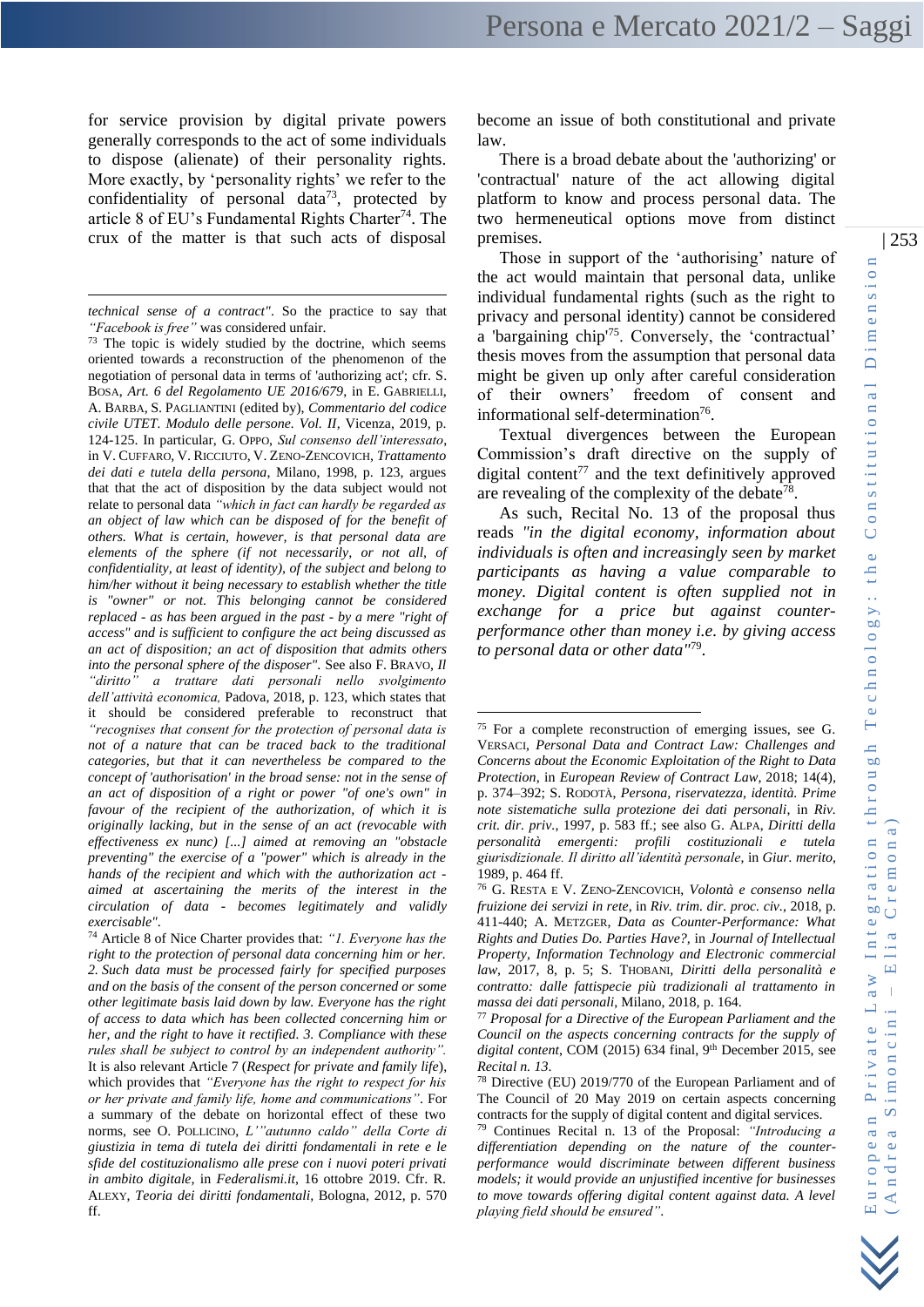for service provision by digital private powers generally corresponds to the act of some individuals to dispose (alienate) of their personality rights. More exactly, by 'personality rights' we refer to the confidentiality of personal data[73], protected by article 8 of EU's Fundamental Rights Charter[74]. The crux of the matter is that such acts of disposal become an issue of both constitutional and private law.

There is a broad debate about the 'authorizing' or 'contractual' nature of the act allowing digital platform to know and process personal data. The two hermeneutical options move from distinct premises.

Those in support of the 'authorising' nature of the act would maintain that personal data, unlike individual fundamental rights (such as the right to privacy and personal identity) cannot be considered a 'bargaining chip'[75]. Conversely, the 'contractual' thesis moves from the assumption that personal data might be given up only after careful consideration of their owners' freedom of consent and informational self-determination[76].

Textual divergences between the European Commission's draft directive on the supply of digital content[77] and the text definitively approved are revealing of the complexity of the debate[78].

As such, Recital No. 13 of the proposal thus reads *"in the digital economy, information about individuals is often and increasingly seen by market participants as having a value comparable to money. Digital content is often supplied not in exchange for a price but against counter-performance other than money i.e. by giving access to personal data or other data"*[79].

---

*technical sense of a contract"*. So the practice to say that *"Facebook is free"* was considered unfair.

[73] The topic is widely studied by the doctrine, which seems oriented towards a reconstruction of the phenomenon of the negotiation of personal data in terms of 'authorizing act'; cfr. S. BOSA, *Art. 6 del Regolamento UE 2016/679*, in E. GABRIELLI, A. BARBA, S. PAGLIANTINI (edited by), *Commentario del codice civile UTET. Modulo delle persone. Vol. II*, Vicenza, 2019, p. 124-125. In particular, G. OPPO, *Sul consenso dell'interessato*, in V. CUFFARO, V. RICCIUTO, V. ZENO-ZENCOVICH, *Trattamento dei dati e tutela della persona*, Milano, 1998, p. 123, argues that that the act of disposition by the data subject would not relate to personal data *"which in fact can hardly be regarded as an object of law which can be disposed of for the benefit of others. What is certain, however, is that personal data are elements of the sphere (if not necessarily, or not all, of confidentiality, at least of identity), of the subject and belong to him/her without it being necessary to establish whether the title is "owner" or not. This belonging cannot be considered replaced - as has been argued in the past - by a mere "right of access" and is sufficient to configure the act being discussed as an act of disposition; an act of disposition that admits others into the personal sphere of the disposer"*. See also F. BRAVO, *Il "diritto" a trattare dati personali nello svolgimento dell'attività economica*, Padova, 2018, p. 123, which states that it should be considered preferable to reconstruct that *"recognises that consent for the protection of personal data is not of a nature that can be traced back to the traditional categories, but that it can nevertheless be compared to the concept of 'authorisation' in the broad sense: not in the sense of an act of disposition of a right or power "of one's own" in favour of the recipient of the authorization, of which it is originally lacking, but in the sense of an act (revocable with effectiveness ex nunc) [...] aimed at removing an "obstacle preventing" the exercise of a "power" which is already in the hands of the recipient and which with the authorization act - aimed at ascertaining the merits of the interest in the circulation of data - becomes legitimately and validly exercisable"*.

[74] Article 8 of Nice Charter provides that: *"1. Everyone has the right to the protection of personal data concerning him or her. 2. Such data must be processed fairly for specified purposes and on the basis of the consent of the person concerned or some other legitimate basis laid down by law. Everyone has the right of access to data which has been collected concerning him or her, and the right to have it rectified. 3. Compliance with these rules shall be subject to control by an independent authority"*. It is also relevant Article 7 (*Respect for private and family life*), which provides that *"Everyone has the right to respect for his or her private and family life, home and communications"*. For a summary of the debate on horizontal effect of these two norms, see O. POLLICINO, *L'"autunno caldo" della Corte di giustizia in tema di tutela dei diritti fondamentali in rete e le sfide del costituzionalismo alle prese con i nuovi poteri privati in ambito digitale*, in *Federalismi.it*, 16 ottobre 2019. Cfr. R. ALEXY, *Teoria dei diritti fondamentali*, Bologna, 2012, p. 570 ff.

[75] For a complete reconstruction of emerging issues, see G. VERSACI, *Personal Data and Contract Law: Challenges and Concerns about the Economic Exploitation of the Right to Data Protection*, in *European Review of Contract Law*, 2018; 14(4), p. 374–392; S. RODOTÀ, *Persona, riservatezza, identità. Prime note sistematiche sulla protezione dei dati personali*, in *Riv. crit. dir. priv.*, 1997, p. 583 ff.; see also G. ALPA, *Diritti della personalità emergenti: profili costituzionali e tutela giurisdizionale. Il diritto all'identità personale*, in *Giur. merito*, 1989, p. 464 ff.

[76] G. RESTA E V. ZENO-ZENCOVICH, *Volontà e consenso nella fruizione dei servizi in rete*, in *Riv. trim. dir. proc. civ.*, 2018, p. 411-440; A. METZGER, *Data as Counter-Performance: What Rights and Duties Do. Parties Have?*, in *Journal of Intellectual Property, Information Technology and Electronic commercial law*, 2017, 8, p. 5; S. THOBANI, *Diritti della personalità e contratto: dalle fattispecie più tradizionali al trattamento in massa dei dati personali*, Milano, 2018, p. 164.

[77] *Proposal for a Directive of the European Parliament and the Council on the aspects concerning contracts for the supply of digital content*, COM (2015) 634 final, 9th December 2015, see *Recital n. 13*.

[78] Directive (EU) 2019/770 of the European Parliament and of The Council of 20 May 2019 on certain aspects concerning contracts for the supply of digital content and digital services.

[79] Continues Recital n. 13 of the Proposal: *"Introducing a differentiation depending on the nature of the counter-performance would discriminate between different business models; it would provide an unjustified incentive for businesses to move towards offering digital content against data. A level playing field should be ensured"*.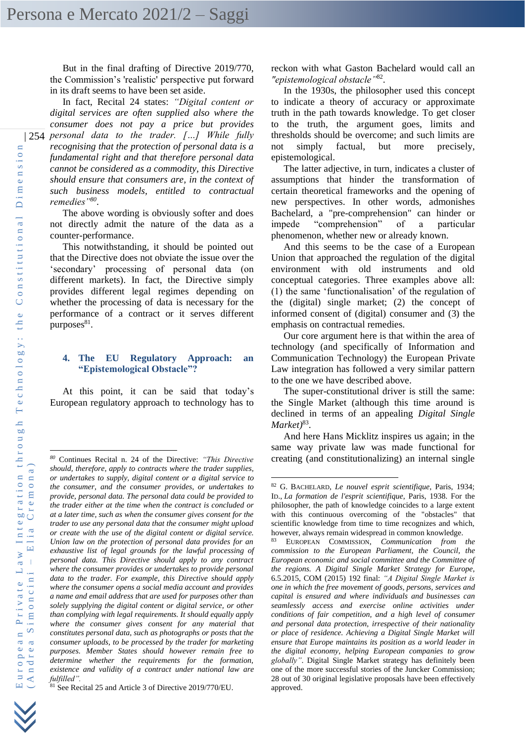But in the final drafting of Directive 2019/770, the Commission's 'realistic' perspective put forward in its draft seems to have been set aside.

In fact, Recital 24 states: *"Digital content or digital services are often supplied also where the consumer does not pay a price but provides personal data to the trader. […] While fully recognising that the protection of personal data is a fundamental right and that therefore personal data cannot be considered as a commodity, this Directive should ensure that consumers are, in the context of such business models, entitled to contractual remedies"*[80].

The above wording is obviously softer and does not directly admit the nature of the data as a counter-performance.

This notwithstanding, it should be pointed out that the Directive does not obviate the issue over the 'secondary' processing of personal data (on different markets). In fact, the Directive simply provides different legal regimes depending on whether the processing of data is necessary for the performance of a contract or it serves different purposes[81].

## 4. The EU Regulatory Approach: an "Epistemological Obstacle"?

At this point, it can be said that today's European regulatory approach to technology has to reckon with what Gaston Bachelard would call an *"epistemological obstacle"*[82].

In the 1930s, the philosopher used this concept to indicate a theory of accuracy or approximate truth in the path towards knowledge. To get closer to the truth, the argument goes, limits and thresholds should be overcome; and such limits are not simply factual, but more precisely, epistemological.

The latter adjective, in turn, indicates a cluster of assumptions that hinder the transformation of certain theoretical frameworks and the opening of new perspectives. In other words, admonishes Bachelard, a "pre-comprehension" can hinder or impede "comprehension" of a particular phenomenon, whether new or already known.

And this seems to be the case of a European Union that approached the regulation of the digital environment with old instruments and old conceptual categories. Three examples above all: (1) the same 'functionalisation' of the regulation of the (digital) single market; (2) the concept of informed consent of (digital) consumer and (3) the emphasis on contractual remedies.

Our core argument here is that within the area of technology (and specifically of Information and Communication Technology) the European Private Law integration has followed a very similar pattern to the one we have described above.

The super-constitutional driver is still the same: the Single Market (although this time around is declined in terms of an appealing *Digital Single Market)*[83].

And here Hans Micklitz inspires us again; in the same way private law was made functional for creating (and constitutionalizing) an internal single

---

[80] Continues Recital n. 24 of the Directive: *"This Directive should, therefore, apply to contracts where the trader supplies, or undertakes to supply, digital content or a digital service to the consumer, and the consumer provides, or undertakes to provide, personal data. The personal data could be provided to the trader either at the time when the contract is concluded or at a later time, such as when the consumer gives consent for the trader to use any personal data that the consumer might upload or create with the use of the digital content or digital service. Union law on the protection of personal data provides for an exhaustive list of legal grounds for the lawful processing of personal data. This Directive should apply to any contract where the consumer provides or undertakes to provide personal data to the trader. For example, this Directive should apply where the consumer opens a social media account and provides a name and email address that are used for purposes other than solely supplying the digital content or digital service, or other than complying with legal requirements. It should equally apply where the consumer gives consent for any material that constitutes personal data, such as photographs or posts that the consumer uploads, to be processed by the trader for marketing purposes. Member States should however remain free to determine whether the requirements for the formation, existence and validity of a contract under national law are fulfilled"*.

[81] See Recital 25 and Article 3 of Directive 2019/770/EU.

[82] G. BACHELARD, *Le nouvel esprit scientifique*, Paris, 1934; ID., *La formation de l'esprit scientifique*, Paris, 1938. For the philosopher, the path of knowledge coincides to a large extent with this continuous overcoming of the "obstacles" that scientific knowledge from time to time recognizes and which, however, always remain widespread in common knowledge.

[83] EUROPEAN COMMISSION, *Communication from the commission to the European Parliament, the Council, the European economic and social committee and the Committee of the regions. A Digital Single Market Strategy for Europe*, 6.5.2015, COM (2015) 192 final: *"A Digital Single Market is one in which the free movement of goods, persons, services and capital is ensured and where individuals and businesses can seamlessly access and exercise online activities under conditions of fair competition, and a high level of consumer and personal data protection, irrespective of their nationality or place of residence. Achieving a Digital Single Market will ensure that Europe maintains its position as a world leader in the digital economy, helping European companies to grow globally"*. Digital Single Market strategy has definitely been one of the more successful stories of the Juncker Commission; 28 out of 30 original legislative proposals have been effectively approved.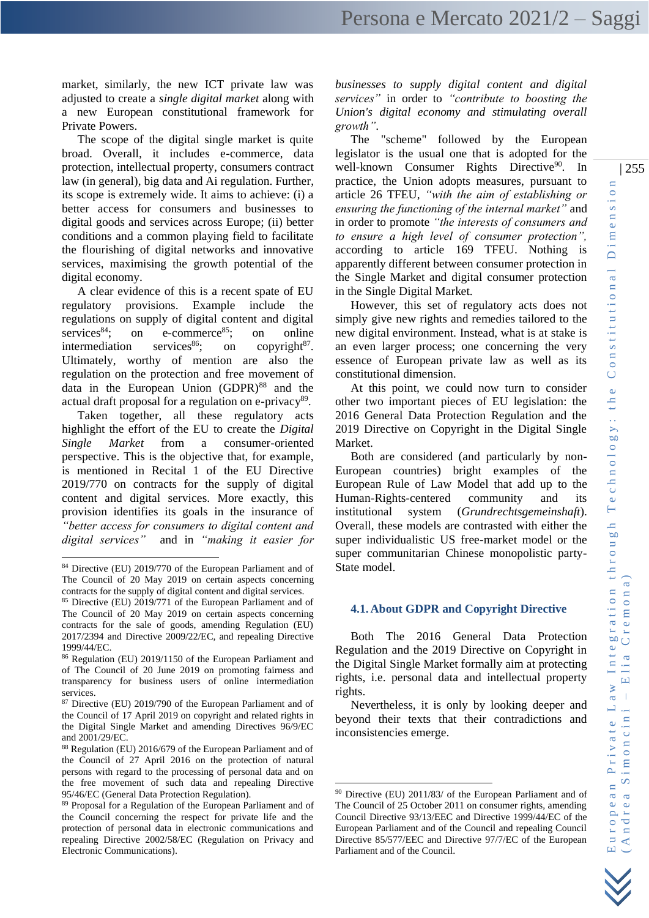market, similarly, the new ICT private law was adjusted to create a *single digital market* along with a new European constitutional framework for Private Powers.

The scope of the digital single market is quite broad. Overall, it includes e-commerce, data protection, intellectual property, consumers contract law (in general), big data and Ai regulation. Further, its scope is extremely wide. It aims to achieve: (i) a better access for consumers and businesses to digital goods and services across Europe; (ii) better conditions and a common playing field to facilitate the flourishing of digital networks and innovative services, maximising the growth potential of the digital economy.

A clear evidence of this is a recent spate of EU regulatory provisions. Example include the regulations on supply of digital content and digital services[84]; on e-commerce[85]; on online intermediation services[86]; on copyright[87]. Ultimately, worthy of mention are also the regulation on the protection and free movement of data in the European Union (GDPR)[88] and the actual draft proposal for a regulation on e-privacy[89].

Taken together, all these regulatory acts highlight the effort of the EU to create the *Digital Single Market* from a consumer-oriented perspective. This is the objective that, for example, is mentioned in Recital 1 of the EU Directive 2019/770 on contracts for the supply of digital content and digital services. More exactly, this provision identifies its goals in the insurance of *"better access for consumers to digital content and digital services"* and in *"making it easier for businesses to supply digital content and digital services"* in order to *"contribute to boosting the Union's digital economy and stimulating overall growth"*.

The "scheme" followed by the European legislator is the usual one that is adopted for the well-known Consumer Rights Directive[90]. In practice, the Union adopts measures, pursuant to article 26 TFEU, *"with the aim of establishing or ensuring the functioning of the internal market"* and in order to promote *"the interests of consumers and to ensure a high level of consumer protection"*, according to article 169 TFEU. Nothing is apparently different between consumer protection in the Single Market and digital consumer protection in the Single Digital Market.

However, this set of regulatory acts does not simply give new rights and remedies tailored to the new digital environment. Instead, what is at stake is an even larger process; one concerning the very essence of European private law as well as its constitutional dimension.

At this point, we could now turn to consider other two important pieces of EU legislation: the 2016 General Data Protection Regulation and the 2019 Directive on Copyright in the Digital Single Market.

Both are considered (and particularly by non-European countries) bright examples of the European Rule of Law Model that add up to the Human-Rights-centered community and its institutional system (*Grundrechtsgemeinshaft*). Overall, these models are contrasted with either the super individualistic US free-market model or the super communitarian Chinese monopolistic party-State model.

### 4.1. About GDPR and Copyright Directive

Both The 2016 General Data Protection Regulation and the 2019 Directive on Copyright in the Digital Single Market formally aim at protecting rights, i.e. personal data and intellectual property rights.

Nevertheless, it is only by looking deeper and beyond their texts that their contradictions and inconsistencies emerge.

---

[84] Directive (EU) 2019/770 of the European Parliament and of The Council of 20 May 2019 on certain aspects concerning contracts for the supply of digital content and digital services.

[85] Directive (EU) 2019/771 of the European Parliament and of The Council of 20 May 2019 on certain aspects concerning contracts for the sale of goods, amending Regulation (EU) 2017/2394 and Directive 2009/22/EC, and repealing Directive 1999/44/EC.

[86] Regulation (EU) 2019/1150 of the European Parliament and of The Council of 20 June 2019 on promoting fairness and transparency for business users of online intermediation services.

[87] Directive (EU) 2019/790 of the European Parliament and of the Council of 17 April 2019 on copyright and related rights in the Digital Single Market and amending Directives 96/9/EC and 2001/29/EC.

[88] Regulation (EU) 2016/679 of the European Parliament and of the Council of 27 April 2016 on the protection of natural persons with regard to the processing of personal data and on the free movement of such data and repealing Directive 95/46/EC (General Data Protection Regulation).

[89] Proposal for a Regulation of the European Parliament and of the Council concerning the respect for private life and the protection of personal data in electronic communications and repealing Directive 2002/58/EC (Regulation on Privacy and Electronic Communications).

[90] Directive (EU) 2011/83/ of the European Parliament and of The Council of 25 October 2011 on consumer rights, amending Council Directive 93/13/EEC and Directive 1999/44/EC of the European Parliament and of the Council and repealing Council Directive 85/577/EEC and Directive 97/7/EC of the European Parliament and of the Council.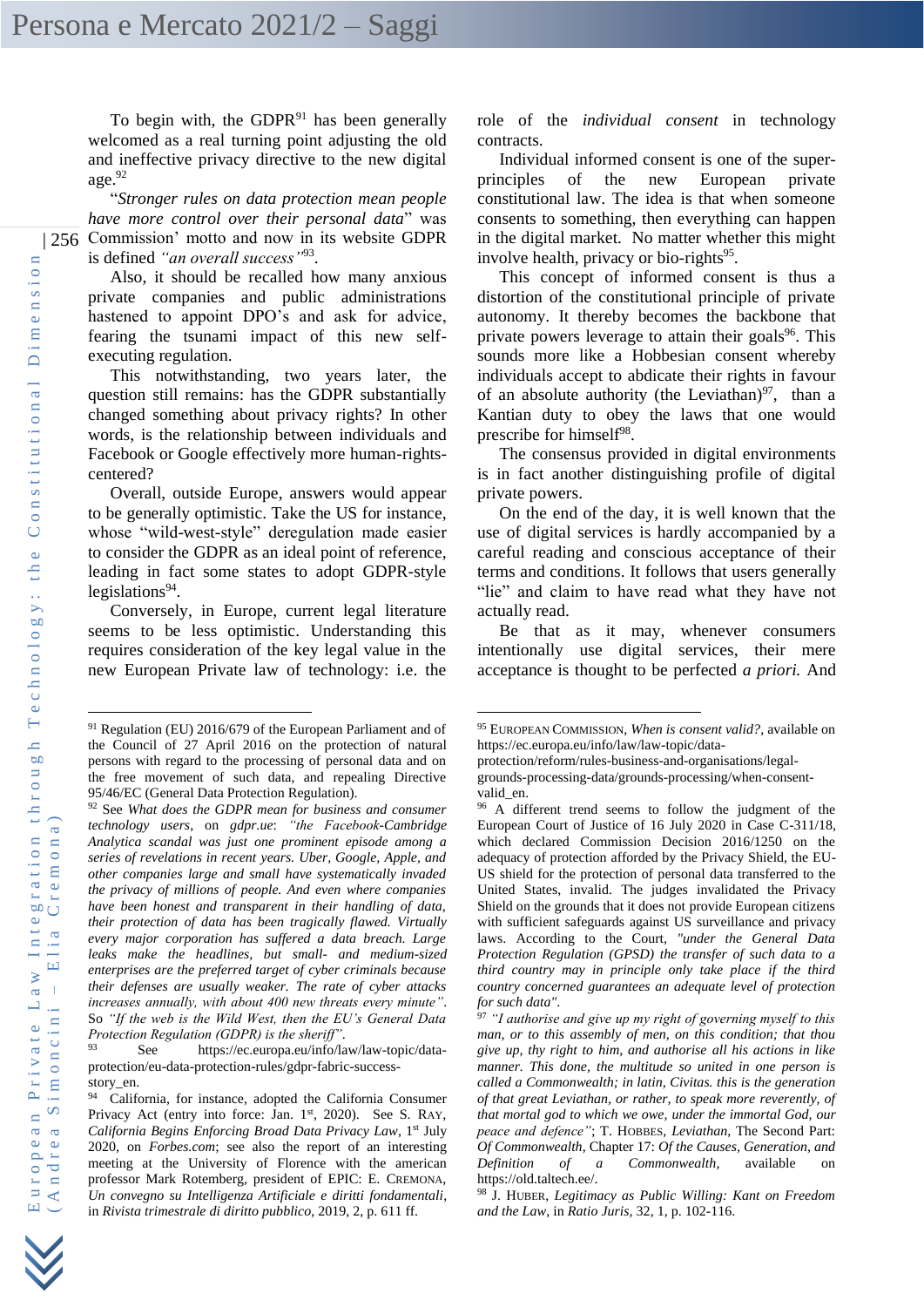To begin with, the GDPR[91] has been generally welcomed as a real turning point adjusting the old and ineffective privacy directive to the new digital age.[92]

"*Stronger rules on data protection mean people have more control over their personal data*" was Commission' motto and now in its website GDPR is defined *"an overall success"*[93].

Also, it should be recalled how many anxious private companies and public administrations hastened to appoint DPO's and ask for advice, fearing the tsunami impact of this new self-executing regulation.

This notwithstanding, two years later, the question still remains: has the GDPR substantially changed something about privacy rights? In other words, is the relationship between individuals and Facebook or Google effectively more human-rights-centered?

Overall, outside Europe, answers would appear to be generally optimistic. Take the US for instance, whose "wild-west-style" deregulation made easier to consider the GDPR as an ideal point of reference, leading in fact some states to adopt GDPR-style legislations[94].

Conversely, in Europe, current legal literature seems to be less optimistic. Understanding this requires consideration of the key legal value in the new European Private law of technology: i.e. the role of the *individual consent* in technology contracts.

Individual informed consent is one of the super-principles of the new European private constitutional law. The idea is that when someone consents to something, then everything can happen in the digital market. No matter whether this might involve health, privacy or bio-rights[95].

This concept of informed consent is thus a distortion of the constitutional principle of private autonomy. It thereby becomes the backbone that private powers leverage to attain their goals[96]. This sounds more like a Hobbesian consent whereby individuals accept to abdicate their rights in favour of an absolute authority (the Leviathan)[97], than a Kantian duty to obey the laws that one would prescribe for himself[98].

The consensus provided in digital environments is in fact another distinguishing profile of digital private powers.

On the end of the day, it is well known that the use of digital services is hardly accompanied by a careful reading and conscious acceptance of their terms and conditions. It follows that users generally "lie" and claim to have read what they have not actually read.

Be that as it may, whenever consumers intentionally use digital services, their mere acceptance is thought to be perfected *a priori.* And

---

[91] Regulation (EU) 2016/679 of the European Parliament and of the Council of 27 April 2016 on the protection of natural persons with regard to the processing of personal data and on the free movement of such data, and repealing Directive 95/46/EC (General Data Protection Regulation).

[92] See *What does the GDPR mean for business and consumer technology users*, on *gdpr.ue*: *"the Facebook-Cambridge Analytica scandal was just one prominent episode among a series of revelations in recent years. Uber, Google, Apple, and other companies large and small have systematically invaded the privacy of millions of people. And even where companies have been honest and transparent in their handling of data, their protection of data has been tragically flawed. Virtually every major corporation has suffered a data breach. Large leaks make the headlines, but small- and medium-sized enterprises are the preferred target of cyber criminals because their defenses are usually weaker. The rate of cyber attacks increases annually, with about 400 new threats every minute"*. So *"If the web is the Wild West, then the EU's General Data Protection Regulation (GDPR) is the sheriff"*.

[93] See https://ec.europa.eu/info/law/law-topic/data-protection/eu-data-protection-rules/gdpr-fabric-success-story_en.

[94] California, for instance, adopted the California Consumer Privacy Act (entry into force: Jan. 1st, 2020). See S. RAY, *California Begins Enforcing Broad Data Privacy Law*, 1st July 2020, on *Forbes.com*; see also the report of an interesting meeting at the University of Florence with the american professor Mark Rotemberg, president of EPIC: E. CREMONA, *Un convegno su Intelligenza Artificiale e diritti fondamentali*, in *Rivista trimestrale di diritto pubblico*, 2019, 2, p. 611 ff.

[95] EUROPEAN COMMISSION, *When is consent valid?*, available on https://ec.europa.eu/info/law/law-topic/data-protection/reform/rules-business-and-organisations/legal-grounds-processing-data/grounds-processing/when-consent-valid_en.

[96] A different trend seems to follow the judgment of the European Court of Justice of 16 July 2020 in Case C-311/18, which declared Commission Decision 2016/1250 on the adequacy of protection afforded by the Privacy Shield, the EU-US shield for the protection of personal data transferred to the United States, invalid. The judges invalidated the Privacy Shield on the grounds that it does not provide European citizens with sufficient safeguards against US surveillance and privacy laws. According to the Court, *"under the General Data Protection Regulation (GPSD) the transfer of such data to a third country may in principle only take place if the third country concerned guarantees an adequate level of protection for such data"*.

[97] *"I authorise and give up my right of governing myself to this man, or to this assembly of men, on this condition; that thou give up, thy right to him, and authorise all his actions in like manner. This done, the multitude so united in one person is called a Commonwealth; in latin, Civitas. this is the generation of that great Leviathan, or rather, to speak more reverently, of that mortal god to which we owe, under the immortal God, our peace and defence"*; T. HOBBES, *Leviathan*, The Second Part: *Of Commonwealth*, Chapter 17: *Of the Causes, Generation, and Definition of a Commonwealth*, available on https://old.taltech.ee/.

[98] J. HUBER, *Legitimacy as Public Willing: Kant on Freedom and the Law*, in *Ratio Juris*, 32, 1, p. 102-116.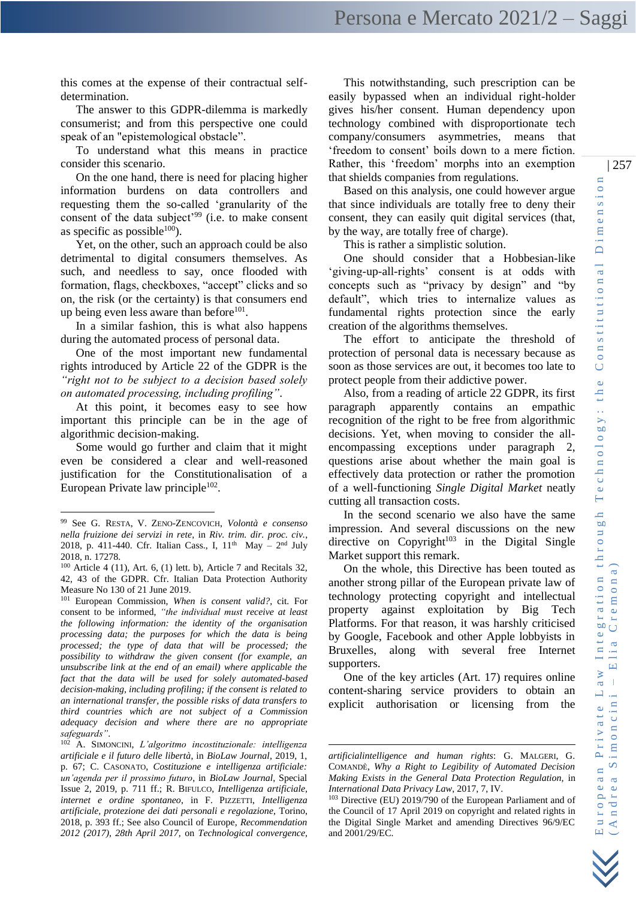this comes at the expense of their contractual self-determination.

The answer to this GDPR-dilemma is markedly consumerist; and from this perspective one could speak of an "epistemological obstacle".

To understand what this means in practice consider this scenario.

On the one hand, there is need for placing higher information burdens on data controllers and requesting them the so-called 'granularity of the consent of the data subject'[99] (i.e. to make consent as specific as possible[100]).

Yet, on the other, such an approach could be also detrimental to digital consumers themselves. As such, and needless to say, once flooded with formation, flags, checkboxes, "accept" clicks and so on, the risk (or the certainty) is that consumers end up being even less aware than before[101].

In a similar fashion, this is what also happens during the automated process of personal data.

One of the most important new fundamental rights introduced by Article 22 of the GDPR is the *"right not to be subject to a decision based solely on automated processing, including profiling"*.

At this point, it becomes easy to see how important this principle can be in the age of algorithmic decision-making.

Some would go further and claim that it might even be considered a clear and well-reasoned justification for the Constitutionalisation of a European Private law principle[102].

This notwithstanding, such prescription can be easily bypassed when an individual right-holder gives his/her consent. Human dependency upon technology combined with disproportionate tech company/consumers asymmetries, means that 'freedom to consent' boils down to a mere fiction. Rather, this 'freedom' morphs into an exemption that shields companies from regulations.

Based on this analysis, one could however argue that since individuals are totally free to deny their consent, they can easily quit digital services (that, by the way, are totally free of charge).

This is rather a simplistic solution.

One should consider that a Hobbesian-like 'giving-up-all-rights' consent is at odds with concepts such as "privacy by design" and "by default", which tries to internalize values as fundamental rights protection since the early creation of the algorithms themselves.

The effort to anticipate the threshold of protection of personal data is necessary because as soon as those services are out, it becomes too late to protect people from their addictive power.

Also, from a reading of article 22 GDPR, its first paragraph apparently contains an empathic recognition of the right to be free from algorithmic decisions. Yet, when moving to consider the all-encompassing exceptions under paragraph 2, questions arise about whether the main goal is effectively data protection or rather the promotion of a well-functioning *Single Digital Market* neatly cutting all transaction costs.

In the second scenario we also have the same impression. And several discussions on the new directive on Copyright[103] in the Digital Single Market support this remark.

On the whole, this Directive has been touted as another strong pillar of the European private law of technology protecting copyright and intellectual property against exploitation by Big Tech Platforms. For that reason, it was harshly criticised by Google, Facebook and other Apple lobbyists in Bruxelles, along with several free Internet supporters.

One of the key articles (Art. 17) requires online content-sharing service providers to obtain an explicit authorisation or licensing from the

---

[99] See G. Resta, V. Zeno-Zencovich, *Volontà e consenso nella fruizione dei servizi in rete*, in *Riv. trim. dir. proc. civ.*, 2018, p. 411-440. Cfr. Italian Cass., I, 11th May – 2nd July 2018, n. 17278.

[100] Article 4 (11), Art. 6, (1) lett. b), Article 7 and Recitals 32, 42, 43 of the GDPR. Cfr. Italian Data Protection Authority Measure No 130 of 21 June 2019.

[101] European Commission, *When is consent valid?*, cit. For consent to be informed, *"the individual must receive at least the following information: the identity of the organisation processing data; the purposes for which the data is being processed; the type of data that will be processed; the possibility to withdraw the given consent (for example, an unsubscribe link at the end of an email) where applicable the fact that the data will be used for solely automated-based decision-making, including profiling; if the consent is related to an international transfer, the possible risks of data transfers to third countries which are not subject of a Commission adequacy decision and where there are no appropriate safeguards"*.

[102] A. Simoncini, *L'algoritmo incostituzionale: intelligenza artificiale e il futuro delle libertà*, in *BioLaw Journal*, 2019, 1, p. 67; C. Casonato, *Costituzione e intelligenza artificiale: un'agenda per il prossimo futuro*, in *BioLaw Journal*, Special Issue 2, 2019, p. 711 ff.; R. Bifulco, *Intelligenza artificiale, internet e ordine spontaneo*, in F. Pizzetti, *Intelligenza artificiale, protezione dei dati personali e regolazione*, Torino, 2018, p. 393 ff.; See also Council of Europe, *Recommendation 2012 (2017), 28th April 2017*, on *Technological convergence, artificialintelligence and human rights*: G. Malgeri, G. Comandè, *Why a Right to Legibility of Automated Decision Making Exists in the General Data Protection Regulation*, in *International Data Privacy Law*, 2017, 7, IV.

[103] Directive (EU) 2019/790 of the European Parliament and of the Council of 17 April 2019 on copyright and related rights in the Digital Single Market and amending Directives 96/9/EC and 2001/29/EC.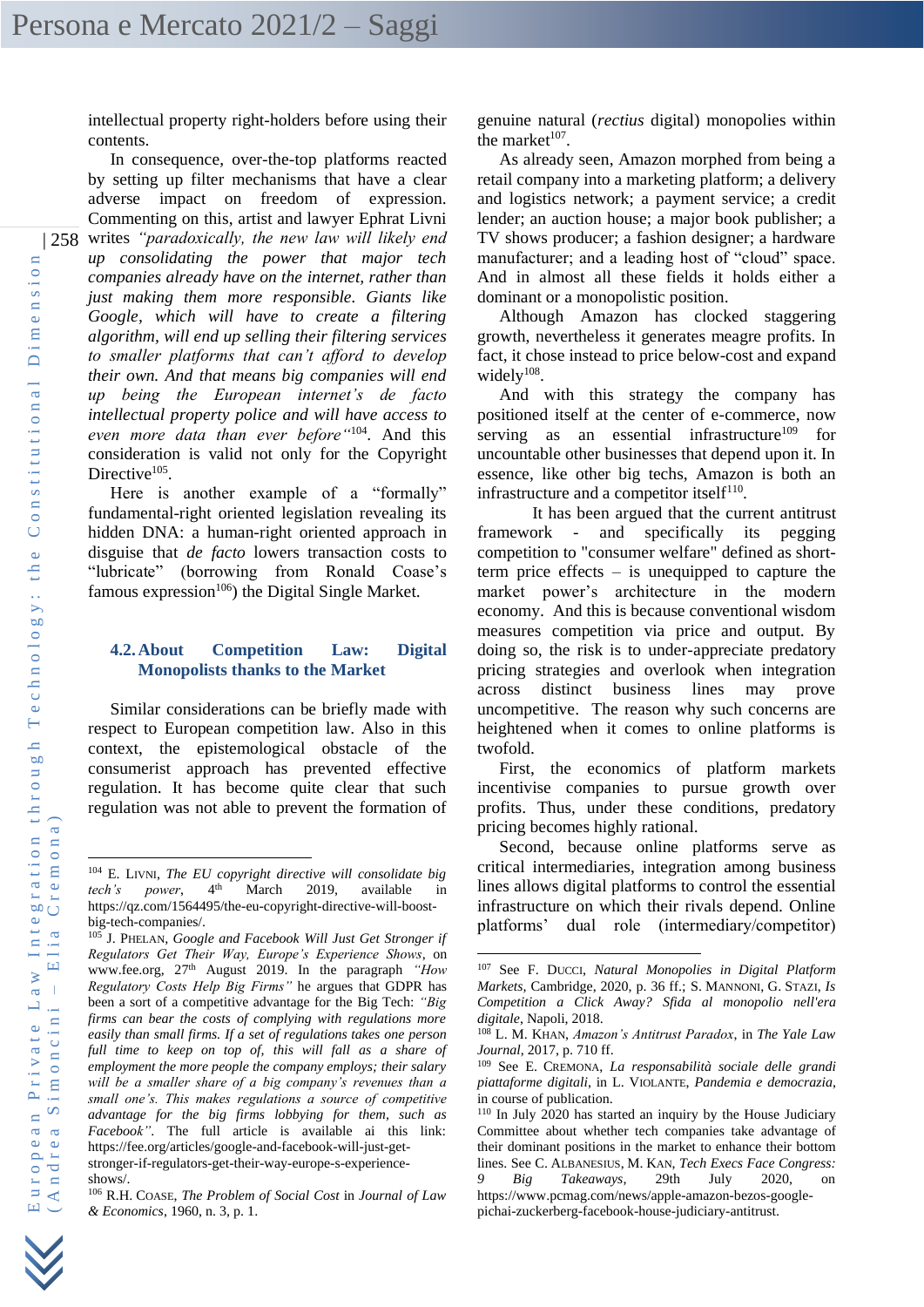intellectual property right-holders before using their contents.

In consequence, over-the-top platforms reacted by setting up filter mechanisms that have a clear adverse impact on freedom of expression. Commenting on this, artist and lawyer Ephrat Livni writes *"paradoxically, the new law will likely end up consolidating the power that major tech companies already have on the internet, rather than just making them more responsible. Giants like Google, which will have to create a filtering algorithm, will end up selling their filtering services to smaller platforms that can't afford to develop their own. And that means big companies will end up being the European internet's de facto intellectual property police and will have access to even more data than ever before"*[104]. And this consideration is valid not only for the Copyright Directive[105].

Here is another example of a "formally" fundamental-right oriented legislation revealing its hidden DNA: a human-right oriented approach in disguise that *de facto* lowers transaction costs to "lubricate" (borrowing from Ronald Coase's famous expression[106]) the Digital Single Market.

## 4.2. About Competition Law: Digital Monopolists thanks to the Market

Similar considerations can be briefly made with respect to European competition law. Also in this context, the epistemological obstacle of the consumerist approach has prevented effective regulation. It has become quite clear that such regulation was not able to prevent the formation of genuine natural (*rectius* digital) monopolies within the market[107].

As already seen, Amazon morphed from being a retail company into a marketing platform; a delivery and logistics network; a payment service; a credit lender; an auction house; a major book publisher; a TV shows producer; a fashion designer; a hardware manufacturer; and a leading host of "cloud" space. And in almost all these fields it holds either a dominant or a monopolistic position.

Although Amazon has clocked staggering growth, nevertheless it generates meagre profits. In fact, it chose instead to price below-cost and expand widely[108].

And with this strategy the company has positioned itself at the center of e-commerce, now serving as an essential infrastructure[109] for uncountable other businesses that depend upon it. In essence, like other big techs, Amazon is both an infrastructure and a competitor itself[110].

It has been argued that the current antitrust framework - and specifically its pegging competition to "consumer welfare" defined as short-term price effects – is unequipped to capture the market power's architecture in the modern economy. And this is because conventional wisdom measures competition via price and output. By doing so, the risk is to under-appreciate predatory pricing strategies and overlook when integration across distinct business lines may prove uncompetitive. The reason why such concerns are heightened when it comes to online platforms is twofold.

First, the economics of platform markets incentivise companies to pursue growth over profits. Thus, under these conditions, predatory pricing becomes highly rational.

Second, because online platforms serve as critical intermediaries, integration among business lines allows digital platforms to control the essential infrastructure on which their rivals depend. Online platforms' dual role (intermediary/competitor)

---

[104] E. Livni, *The EU copyright directive will consolidate big tech's power*, 4th March 2019, available in https://qz.com/1564495/the-eu-copyright-directive-will-boost-big-tech-companies/.

[105] J. Phelan, *Google and Facebook Will Just Get Stronger if Regulators Get Their Way, Europe's Experience Shows*, on www.fee.org, 27th August 2019. In the paragraph *"How Regulatory Costs Help Big Firms"* he argues that GDPR has been a sort of a competitive advantage for the Big Tech: *"Big firms can bear the costs of complying with regulations more easily than small firms. If a set of regulations takes one person full time to keep on top of, this will fall as a share of employment the more people the company employs; their salary will be a smaller share of a big company's revenues than a small one's. This makes regulations a source of competitive advantage for the big firms lobbying for them, such as Facebook"*. The full article is available ai this link: https://fee.org/articles/google-and-facebook-will-just-get-stronger-if-regulators-get-their-way-europe-s-experience-shows/.

[106] R.H. Coase, *The Problem of Social Cost* in *Journal of Law & Economics*, 1960, n. 3, p. 1.

[107] See F. Ducci, *Natural Monopolies in Digital Platform Markets*, Cambridge, 2020, p. 36 ff.; S. Mannoni, G. Stazi, *Is Competition a Click Away? Sfida al monopolio nell'era digitale*, Napoli, 2018.

[108] L. M. Khan, *Amazon's Antitrust Paradox*, in *The Yale Law Journal*, 2017, p. 710 ff.

[109] See E. Cremona, *La responsabilità sociale delle grandi piattaforme digitali*, in L. Violante, *Pandemia e democrazia*, in course of publication.

[110] In July 2020 has started an inquiry by the House Judiciary Committee about whether tech companies take advantage of their dominant positions in the market to enhance their bottom lines. See C. Albanesius, M. Kan, *Tech Execs Face Congress: 9 Big Takeaways*, 29th July 2020, on https://www.pcmag.com/news/apple-amazon-bezos-google-pichai-zuckerberg-facebook-house-judiciary-antitrust.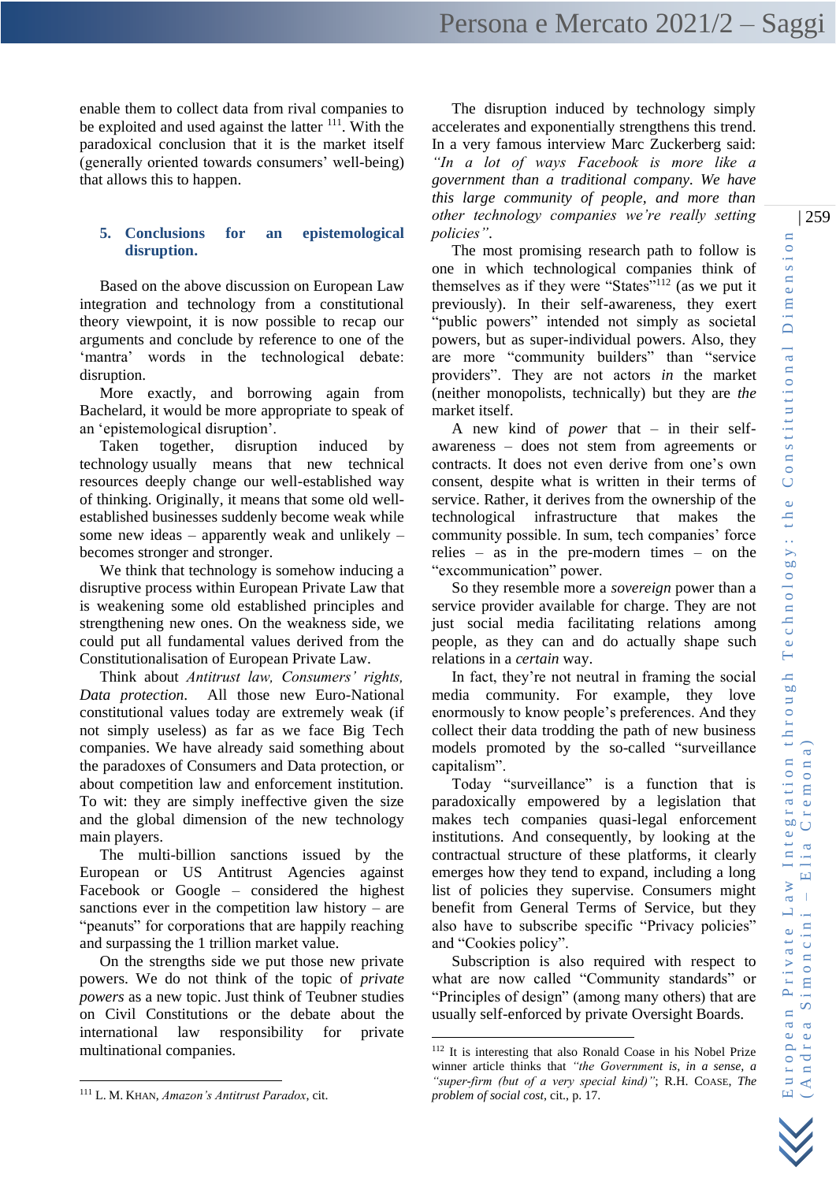enable them to collect data from rival companies to be exploited and used against the latter [111]. With the paradoxical conclusion that it is the market itself (generally oriented towards consumers' well-being) that allows this to happen.

## 5. Conclusions for an epistemological disruption.

Based on the above discussion on European Law integration and technology from a constitutional theory viewpoint, it is now possible to recap our arguments and conclude by reference to one of the 'mantra' words in the technological debate: disruption.

More exactly, and borrowing again from Bachelard, it would be more appropriate to speak of an 'epistemological disruption'.

Taken together, disruption induced by technology usually means that new technical resources deeply change our well-established way of thinking. Originally, it means that some old well-established businesses suddenly become weak while some new ideas – apparently weak and unlikely – becomes stronger and stronger.

We think that technology is somehow inducing a disruptive process within European Private Law that is weakening some old established principles and strengthening new ones. On the weakness side, we could put all fundamental values derived from the Constitutionalisation of European Private Law.

Think about *Antitrust law, Consumers' rights, Data protection*. All those new Euro-National constitutional values today are extremely weak (if not simply useless) as far as we face Big Tech companies. We have already said something about the paradoxes of Consumers and Data protection, or about competition law and enforcement institution. To wit: they are simply ineffective given the size and the global dimension of the new technology main players.

The multi-billion sanctions issued by the European or US Antitrust Agencies against Facebook or Google – considered the highest sanctions ever in the competition law history – are "peanuts" for corporations that are happily reaching and surpassing the 1 trillion market value.

On the strengths side we put those new private powers. We do not think of the topic of *private powers* as a new topic. Just think of Teubner studies on Civil Constitutions or the debate about the international law responsibility for private multinational companies.

The disruption induced by technology simply accelerates and exponentially strengthens this trend. In a very famous interview Marc Zuckerberg said: *"In a lot of ways Facebook is more like a government than a traditional company. We have this large community of people, and more than other technology companies we're really setting policies"*.

The most promising research path to follow is one in which technological companies think of themselves as if they were "States"[112] (as we put it previously). In their self-awareness, they exert "public powers" intended not simply as societal powers, but as super-individual powers. Also, they are more "community builders" than "service providers". They are not actors *in* the market (neither monopolists, technically) but they are *the* market itself.

A new kind of *power* that – in their self-awareness – does not stem from agreements or contracts. It does not even derive from one's own consent, despite what is written in their terms of service. Rather, it derives from the ownership of the technological infrastructure that makes the community possible. In sum, tech companies' force relies – as in the pre-modern times – on the "excommunication" power.

So they resemble more a *sovereign* power than a service provider available for charge. They are not just social media facilitating relations among people, as they can and do actually shape such relations in a *certain* way.

In fact, they're not neutral in framing the social media community. For example, they love enormously to know people's preferences. And they collect their data trodding the path of new business models promoted by the so-called "surveillance capitalism".

Today "surveillance" is a function that is paradoxically empowered by a legislation that makes tech companies quasi-legal enforcement institutions. And consequently, by looking at the contractual structure of these platforms, it clearly emerges how they tend to expand, including a long list of policies they supervise. Consumers might benefit from General Terms of Service, but they also have to subscribe specific "Privacy policies" and "Cookies policy".

Subscription is also required with respect to what are now called "Community standards" or "Principles of design" (among many others) that are usually self-enforced by private Oversight Boards.

---

[111] L. M. KHAN, *Amazon's Antitrust Paradox*, cit.

[112] It is interesting that also Ronald Coase in his Nobel Prize winner article thinks that *"the Government is, in a sense, a "super-firm (but of a very special kind)"*; R.H. COASE, *The problem of social cost*, cit., p. 17.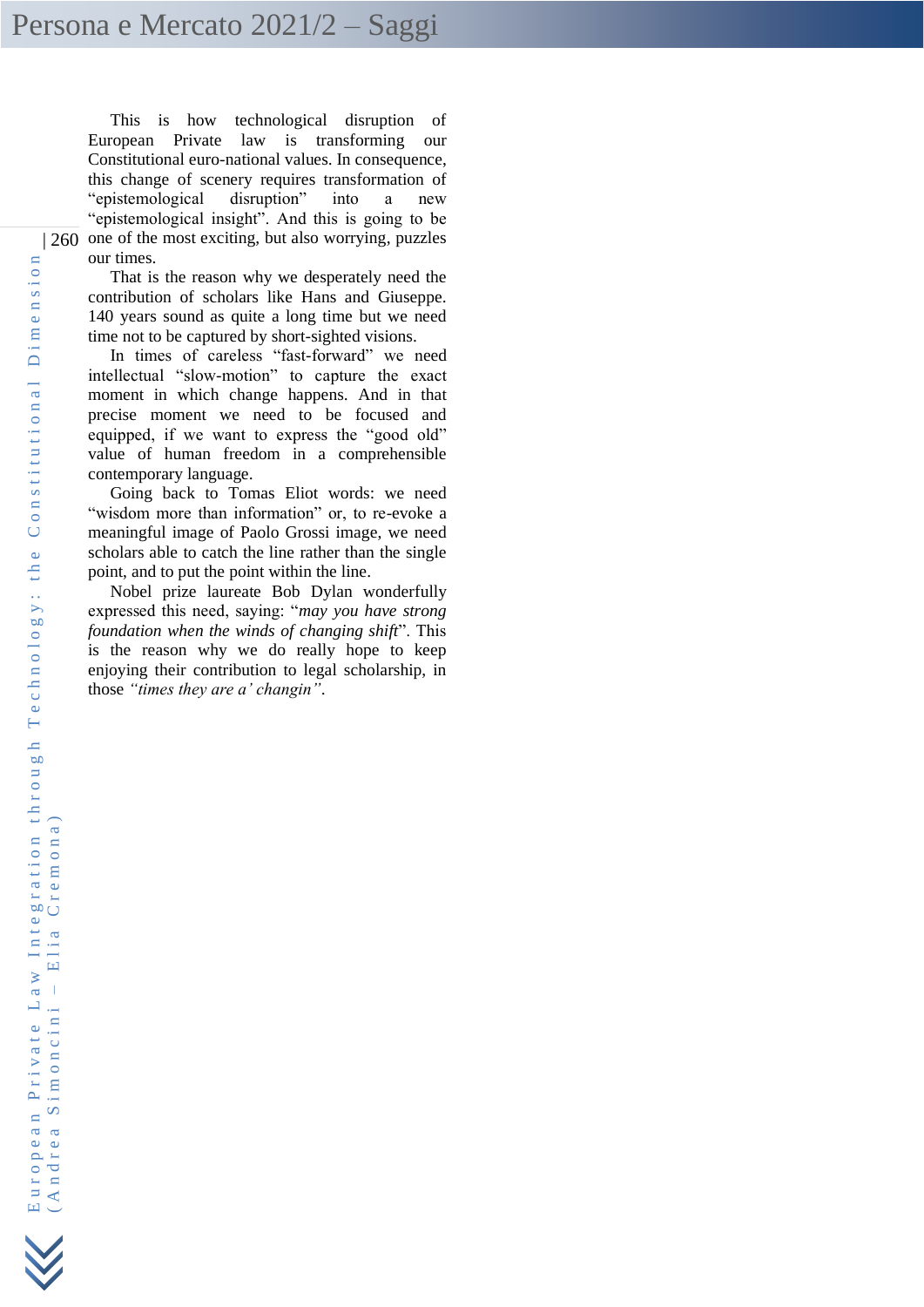This is how technological disruption of European Private law is transforming our Constitutional euro-national values. In consequence, this change of scenery requires transformation of "epistemological disruption" into a new "epistemological insight". And this is going to be one of the most exciting, but also worrying, puzzles our times.

That is the reason why we desperately need the contribution of scholars like Hans and Giuseppe. 140 years sound as quite a long time but we need time not to be captured by short-sighted visions.

In times of careless "fast-forward" we need intellectual "slow-motion" to capture the exact moment in which change happens. And in that precise moment we need to be focused and equipped, if we want to express the "good old" value of human freedom in a comprehensible contemporary language.

Going back to Tomas Eliot words: we need "wisdom more than information" or, to re-evoke a meaningful image of Paolo Grossi image, we need scholars able to catch the line rather than the single point, and to put the point within the line.

Nobel prize laureate Bob Dylan wonderfully expressed this need, saying: "*may you have strong foundation when the winds of changing shift*". This is the reason why we do really hope to keep enjoying their contribution to legal scholarship, in those *"times they are a' changin"*.